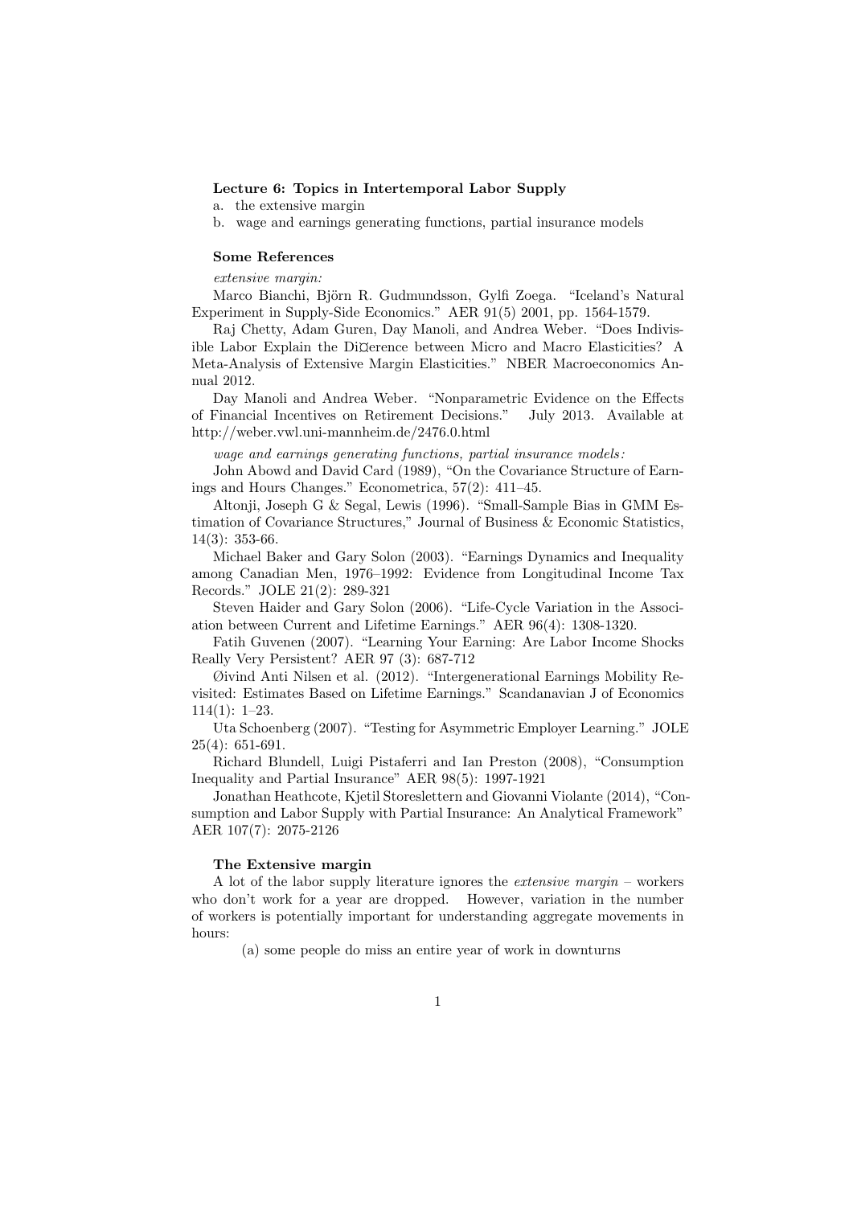**Lecture 6: Topics in Intertemporal Labor Supply**

a. the extensive margin

b. wage and earnings generating functions, partial insurance models

**Some References**

*extensive margin:*

Marco Bianchi, Björn R. Gudmundsson, Gylfi Zoega. "Iceland's Natural Experiment in Supply-Side Economics." AER 91(5) 2001, pp. 1564-1579.

Raj Chetty, Adam Guren, Day Manoli, and Andrea Weber. "Does Indivisible Labor Explain the Difference between Micro and Macro Elasticities? A Meta-Analysis of Extensive Margin Elasticities." NBER Macroeconomics Annual 2012.

Day Manoli and Andrea Weber. "Nonparametric Evidence on the Effects of Financial Incentives on Retirement Decisions." July 2013. Available at http://weber.vwl.uni-mannheim.de/2476.0.html

*wage and earnings generating functions, partial insurance models:*

John Abowd and David Card (1989), "On the Covariance Structure of Earnings and Hours Changes." Econometrica, 57(2): 411–45.

Altonji, Joseph G & Segal, Lewis (1996). "Small-Sample Bias in GMM Estimation of Covariance Structures," Journal of Business & Economic Statistics, 14(3): 353-66.

Michael Baker and Gary Solon (2003). "Earnings Dynamics and Inequality among Canadian Men, 1976–1992: Evidence from Longitudinal Income Tax Records." JOLE 21(2): 289-321

Steven Haider and Gary Solon (2006). "Life-Cycle Variation in the Association between Current and Lifetime Earnings." AER 96(4): 1308-1320.

Fatih Guvenen (2007). "Learning Your Earning: Are Labor Income Shocks Really Very Persistent? AER 97 (3): 687-712

Øivind Anti Nilsen et al. (2012). "Intergenerational Earnings Mobility Revisited: Estimates Based on Lifetime Earnings." Scandanavian J of Economics 114(1): 1–23.

Uta Schoenberg (2007). "Testing for Asymmetric Employer Learning." JOLE 25(4): 651-691.

Richard Blundell, Luigi Pistaferri and Ian Preston (2008), "Consumption Inequality and Partial Insurance" AER 98(5): 1997-1921

Jonathan Heathcote, Kjetil Storeslettern and Giovanni Violante (2014), "Consumption and Labor Supply with Partial Insurance: An Analytical Framework" AER 107(7): 2075-2126

**The Extensive margin**

A lot of the labor supply literature ignores the *extensive margin* – workers who don't work for a year are dropped. However, variation in the number of workers is potentially important for understanding aggregate movements in hours:

(a) some people do miss an entire year of work in downturns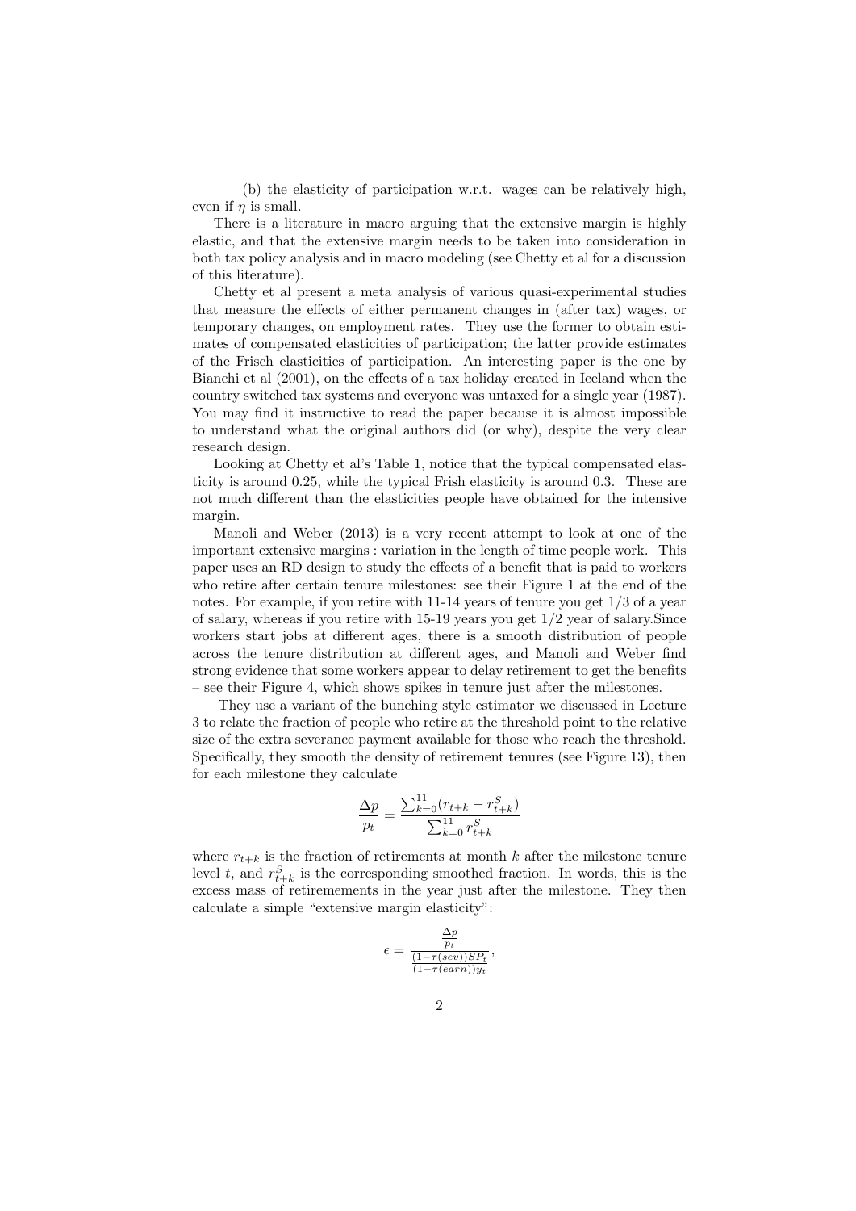(b) the elasticity of participation w.r.t. wages can be relatively high, even if $\eta$ is small.

There is a literature in macro arguing that the extensive margin is highly elastic, and that the extensive margin needs to be taken into consideration in both tax policy analysis and in macro modeling (see Chetty et al for a discussion of this literature).

Chetty et al present a meta analysis of various quasi-experimental studies that measure the effects of either permanent changes in (after tax) wages, or temporary changes, on employment rates. They use the former to obtain estimates of compensated elasticities of participation; the latter provide estimates of the Frisch elasticities of participation. An interesting paper is the one by Bianchi et al (2001), on the effects of a tax holiday created in Iceland when the country switched tax systems and everyone was untaxed for a single year (1987). You may find it instructive to read the paper because it is almost impossible to understand what the original authors did (or why), despite the very clear research design.

Looking at Chetty et al's Table 1, notice that the typical compensated elasticity is around 0.25, while the typical Frish elasticity is around 0.3. These are not much different than the elasticities people have obtained for the intensive margin.

Manoli and Weber (2013) is a very recent attempt to look at one of the important extensive margins : variation in the length of time people work. This paper uses an RD design to study the effects of a benefit that is paid to workers who retire after certain tenure milestones: see their Figure 1 at the end of the notes. For example, if you retire with 11-14 years of tenure you get 1/3 of a year of salary, whereas if you retire with 15-19 years you get 1/2 year of salary.Since workers start jobs at different ages, there is a smooth distribution of people across the tenure distribution at different ages, and Manoli and Weber find strong evidence that some workers appear to delay retirement to get the benefits – see their Figure 4, which shows spikes in tenure just after the milestones.

They use a variant of the bunching style estimator we discussed in Lecture 3 to relate the fraction of people who retire at the threshold point to the relative size of the extra severance payment available for those who reach the threshold. Specifically, they smooth the density of retirement tenures (see Figure 13), then for each milestone they calculate

$$\frac{\Delta p}{p_t} = \frac{\sum_{k=0}^{11}(r_{t+k} - r_{t+k}^S)}{\sum_{k=0}^{11} r_{t+k}^S}$$

where $r_{t+k}$ is the fraction of retirements at month $k$ after the milestone tenure level $t$, and $r_{t+k}^S$ is the corresponding smoothed fraction. In words, this is the excess mass of retiremements in the year just after the milestone. They then calculate a simple "extensive margin elasticity":

$$\epsilon = \frac{\frac{\Delta p}{p_t}}{\frac{(1-\tau(sev))SP_t}{(1-\tau(earn))y_t}},$$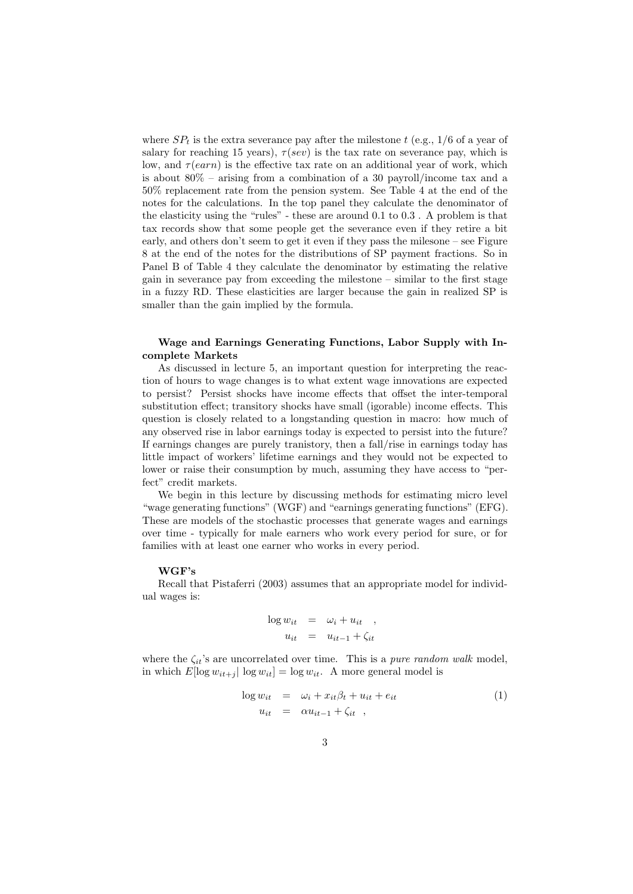where $SP_t$ is the extra severance pay after the milestone $t$ (e.g., 1/6 of a year of salary for reaching 15 years), $\tau(sev)$ is the tax rate on severance pay, which is low, and $\tau(earn)$ is the effective tax rate on an additional year of work, which is about 80% – arising from a combination of a 30 payroll/income tax and a 50% replacement rate from the pension system. See Table 4 at the end of the notes for the calculations. In the top panel they calculate the denominator of the elasticity using the "rules" - these are around 0.1 to 0.3 . A problem is that tax records show that some people get the severance even if they retire a bit early, and others don't seem to get it even if they pass the milesone – see Figure 8 at the end of the notes for the distributions of SP payment fractions. So in Panel B of Table 4 they calculate the denominator by estimating the relative gain in severance pay from exceeding the milestone – similar to the first stage in a fuzzy RD. These elasticities are larger because the gain in realized SP is smaller than the gain implied by the formula.

### Wage and Earnings Generating Functions, Labor Supply with Incomplete Markets

As discussed in lecture 5, an important question for interpreting the reaction of hours to wage changes is to what extent wage innovations are expected to persist? Persist shocks have income effects that offset the inter-temporal substitution effect; transitory shocks have small (igorable) income effects. This question is closely related to a longstanding question in macro: how much of any observed rise in labor earnings today is expected to persist into the future? If earnings changes are purely tranistory, then a fall/rise in earnings today has little impact of workers' lifetime earnings and they would not be expected to lower or raise their consumption by much, assuming they have access to "perfect" credit markets.

We begin in this lecture by discussing methods for estimating micro level "wage generating functions" (WGF) and "earnings generating functions" (EFG). These are models of the stochastic processes that generate wages and earnings over time - typically for male earners who work every period for sure, or for families with at least one earner who works in every period.

**WGF's**

Recall that Pistaferri (2003) assumes that an appropriate model for individual wages is:

$$\begin{aligned} \log w_{it} &= \omega_i + u_{it} \quad , \\ u_{it} &= u_{it-1} + \zeta_{it} \end{aligned}$$

where the $\zeta_{it}$'s are uncorrelated over time. This is a *pure random walk* model, in which $E[\log w_{it+j} | \log w_{it}] = \log w_{it}$. A more general model is

$$\begin{aligned} \log w_{it} &= \omega_i + x_{it}\beta_t + u_{it} + e_{it} \qquad (1) \\ u_{it} &= \alpha u_{it-1} + \zeta_{it} \quad , \end{aligned}$$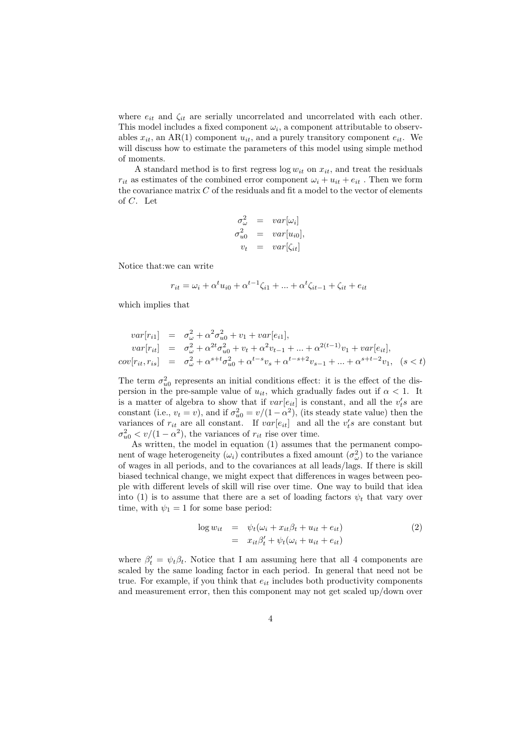where $e_{it}$ and $\zeta_{it}$ are serially uncorrelated and uncorrelated with each other. This model includes a fixed component $\omega_i$, a component attributable to observables $x_{it}$, an AR(1) component $u_{it}$, and a purely transitory component $e_{it}$. We will discuss how to estimate the parameters of this model using simple method of moments.

A standard method is to first regress $\log w_{it}$ on $x_{it}$, and treat the residuals $r_{it}$ as estimates of the combined error component $\omega_i + u_{it} + e_{it}$ . Then we form the covariance matrix $C$ of the residuals and fit a model to the vector of elements of $C$. Let

$$
\begin{aligned}
\sigma^2_\omega &= var[\omega_i] \\
\sigma^2_{u0} &= var[u_{i0}], \\
v_t &= var[\zeta_{it}]
\end{aligned}
$$

Notice that:we can write

$$
r_{it} = \omega_i + \alpha^t u_{i0} + \alpha^{t-1}\zeta_{i1} + ... + \alpha^t \zeta_{it-1} + \zeta_{it} + e_{it}
$$

which implies that

$$
\begin{aligned}
var[r_{i1}] &= \sigma^2_\omega + \alpha^2\sigma^2_{u0} + v_1 + var[e_{i1}], \\
var[r_{it}] &= \sigma^2_\omega + \alpha^{2t}\sigma^2_{u0} + v_t + \alpha^2 v_{t-1} + ... + \alpha^{2(t-1)}v_1 + var[e_{it}], \\
cov[r_{it}, r_{is}] &= \sigma^2_\omega + \alpha^{s+t}\sigma^2_{u0} + \alpha^{t-s}v_s + \alpha^{t-s+2}v_{s-1} + ... + \alpha^{s+t-2}v_1, \quad (s < t)
\end{aligned}
$$

The term $\sigma^2_{u0}$ represents an initial conditions effect: it is the effect of the dispersion in the pre-sample value of $u_{it}$, which gradually fades out if $\alpha < 1$. It is a matter of algebra to show that if $var[e_{it}]$ is constant, and all the $v_t' s$ are constant (i.e., $v_t = v$), and if $\sigma^2_{u0} = v/(1-\alpha^2)$, (its steady state value) then the variances of $r_{it}$ are all constant. If $var[e_{it}]$ and all the $v_t' s$ are constant but $\sigma^2_{u0} < v/(1-\alpha^2)$, the variances of $r_{it}$ rise over time.

As written, the model in equation (1) assumes that the permanent component of wage heterogeneity ($\omega_i$) contributes a fixed amount ($\sigma^2_\omega$) to the variance of wages in all periods, and to the covariances at all leads/lags. If there is skill biased technical change, we might expect that differences in wages between people with different levels of skill will rise over time. One way to build that idea into (1) is to assume that there are a set of loading factors $\psi_t$ that vary over time, with $\psi_1 = 1$ for some base period:

$$
\begin{aligned}
\log w_{it} &= \psi_t(\omega_i + x_{it}\beta_t + u_{it} + e_{it}) \qquad (2)\\
&= x_{it}\beta_t' + \psi_t(\omega_i + u_{it} + e_{it})
\end{aligned}
$$

where $\beta_t' = \psi_t \beta_t$. Notice that I am assuming here that all 4 components are scaled by the same loading factor in each period. In general that need not be true. For example, if you think that $e_{it}$ includes both productivity components and measurement error, then this component may not get scaled up/down over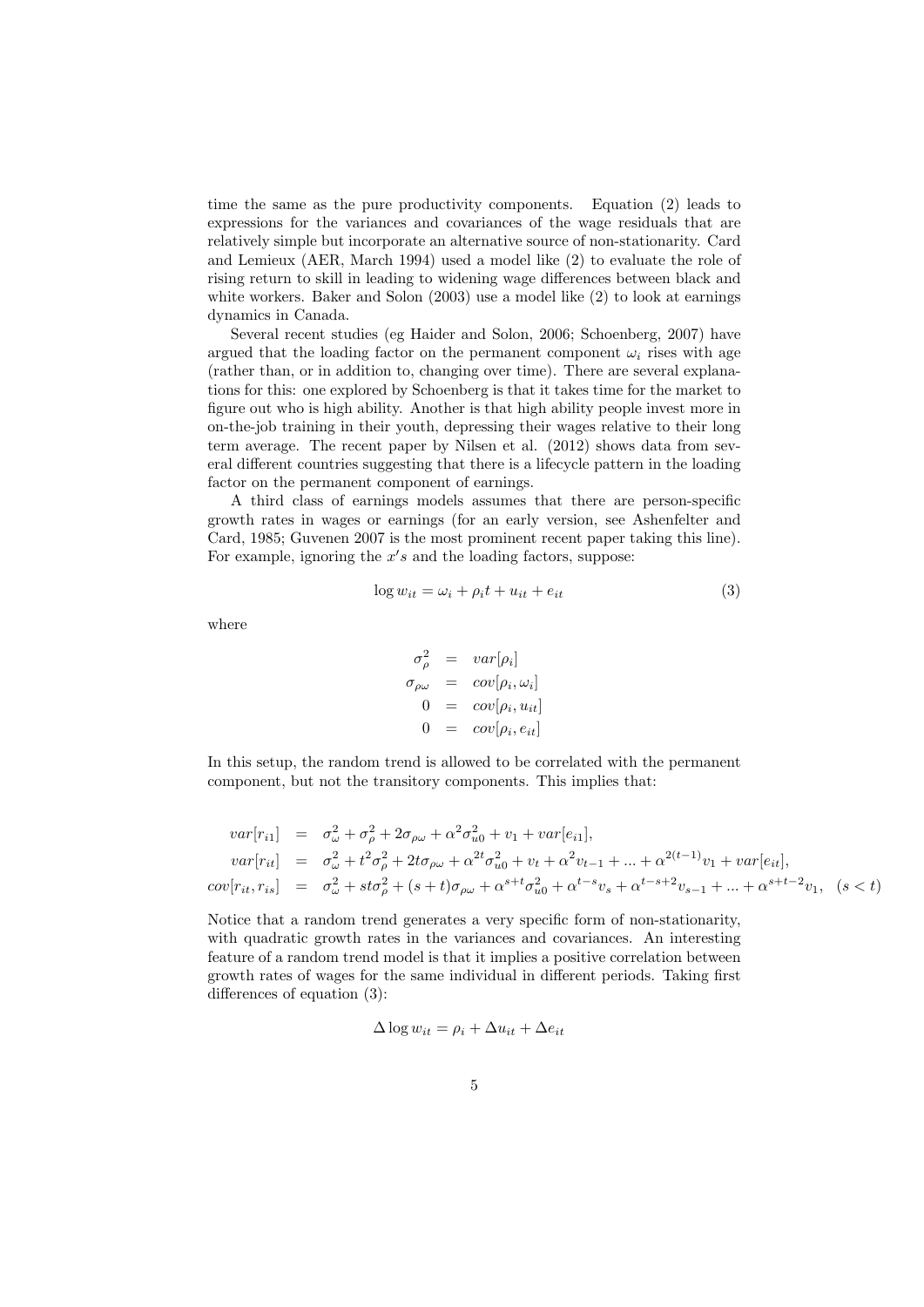time the same as the pure productivity components. Equation (2) leads to expressions for the variances and covariances of the wage residuals that are relatively simple but incorporate an alternative source of non-stationarity. Card and Lemieux (AER, March 1994) used a model like (2) to evaluate the role of rising return to skill in leading to widening wage differences between black and white workers. Baker and Solon (2003) use a model like (2) to look at earnings dynamics in Canada.

Several recent studies (eg Haider and Solon, 2006; Schoenberg, 2007) have argued that the loading factor on the permanent component $\omega_i$ rises with age (rather than, or in addition to, changing over time). There are several explanations for this: one explored by Schoenberg is that it takes time for the market to figure out who is high ability. Another is that high ability people invest more in on-the-job training in their youth, depressing their wages relative to their long term average. The recent paper by Nilsen et al. (2012) shows data from several different countries suggesting that there is a lifecycle pattern in the loading factor on the permanent component of earnings.

A third class of earnings models assumes that there are person-specific growth rates in wages or earnings (for an early version, see Ashenfelter and Card, 1985; Guvenen 2007 is the most prominent recent paper taking this line). For example, ignoring the $x's$ and the loading factors, suppose:

$$\log w_{it} = \omega_i + \rho_i t + u_{it} + e_{it} \tag{3}$$

where

$$\begin{aligned} \sigma_\rho^2 &= var[\rho_i] \\ \sigma_{\rho\omega} &= cov[\rho_i, \omega_i] \\ 0 &= cov[\rho_i, u_{it}] \\ 0 &= cov[\rho_i, e_{it}] \end{aligned}$$

In this setup, the random trend is allowed to be correlated with the permanent component, but not the transitory components. This implies that:

$$\begin{aligned} var[r_{i1}] &= \sigma_\omega^2 + \sigma_\rho^2 + 2\sigma_{\rho\omega} + \alpha^2\sigma_{u0}^2 + v_1 + var[e_{i1}], \\ var[r_{it}] &= \sigma_\omega^2 + t^2\sigma_\rho^2 + 2t\sigma_{\rho\omega} + \alpha^{2t}\sigma_{u0}^2 + v_t + \alpha^2 v_{t-1} + ... + \alpha^{2(t-1)}v_1 + var[e_{it}], \\ cov[r_{it}, r_{is}] &= \sigma_\omega^2 + st\sigma_\rho^2 + (s+t)\sigma_{\rho\omega} + \alpha^{s+t}\sigma_{u0}^2 + \alpha^{t-s}v_s + \alpha^{t-s+2}v_{s-1} + ... + \alpha^{s+t-2}v_1, \quad (s < t) \end{aligned}$$

Notice that a random trend generates a very specific form of non-stationarity, with quadratic growth rates in the variances and covariances. An interesting feature of a random trend model is that it implies a positive correlation between growth rates of wages for the same individual in different periods. Taking first differences of equation (3):

$$\Delta \log w_{it} = \rho_i + \Delta u_{it} + \Delta e_{it}$$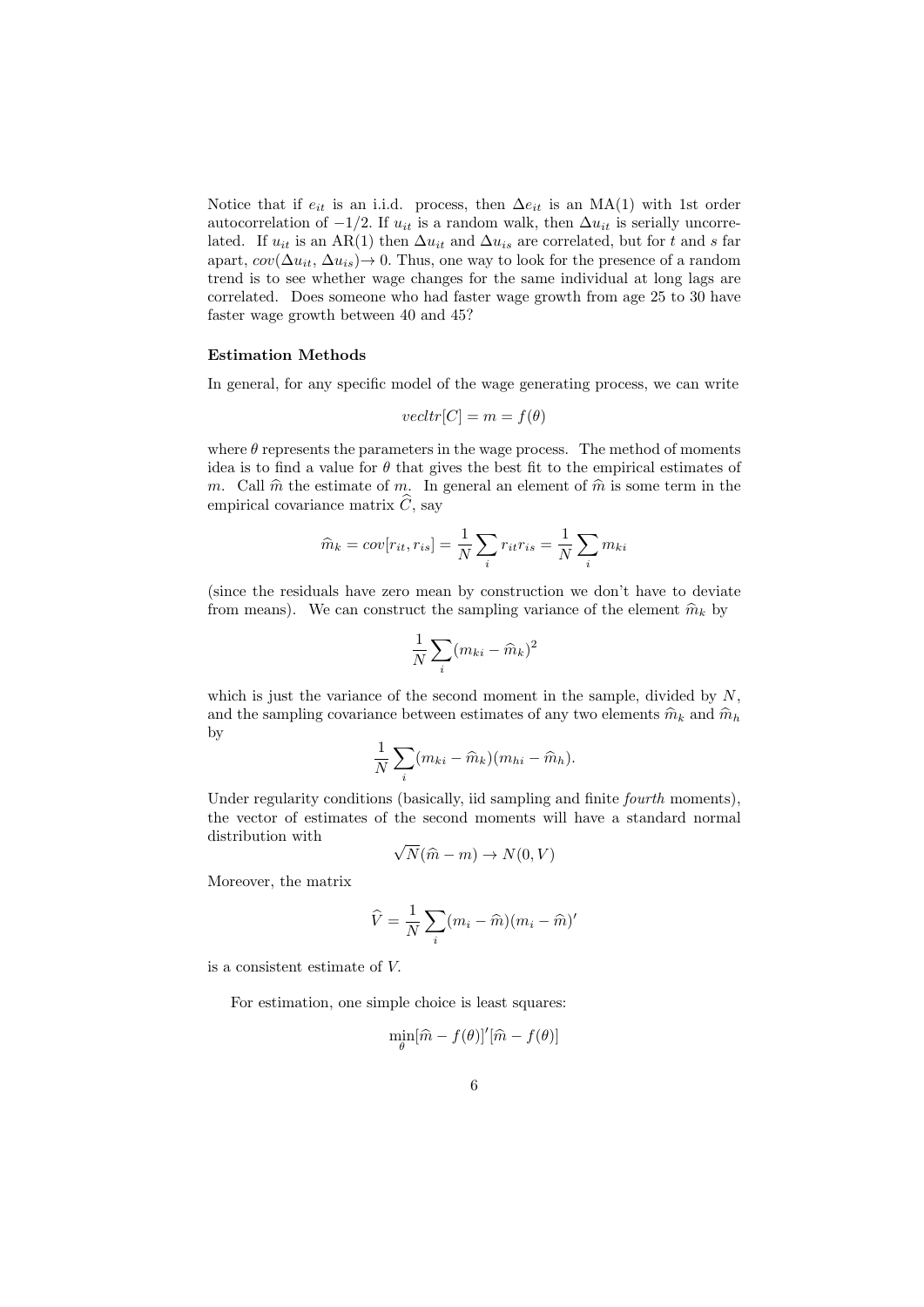Notice that if $e_{it}$ is an i.i.d. process, then $\Delta e_{it}$ is an MA(1) with 1st order autocorrelation of $-1/2$. If $u_{it}$ is a random walk, then $\Delta u_{it}$ is serially uncorrelated. If $u_{it}$ is an AR(1) then $\Delta u_{it}$ and $\Delta u_{is}$ are correlated, but for $t$ and $s$ far apart, $cov(\Delta u_{it}, \Delta u_{is}) \rightarrow 0$. Thus, one way to look for the presence of a random trend is to see whether wage changes for the same individual at long lags are correlated. Does someone who had faster wage growth from age 25 to 30 have faster wage growth between 40 and 45?

**Estimation Methods**

In general, for any specific model of the wage generating process, we can write

$$vecltr[C] = m = f(\theta)$$

where $\theta$ represents the parameters in the wage process. The method of moments idea is to find a value for $\theta$ that gives the best fit to the empirical estimates of $m$. Call $\widehat{m}$ the estimate of $m$. In general an element of $\widehat{m}$ is some term in the empirical covariance matrix $\widehat{C}$, say

$$\widehat{m}_k = cov[r_{it}, r_{is}] = \frac{1}{N}\sum_i r_{it}r_{is} = \frac{1}{N}\sum_i m_{ki}$$

(since the residuals have zero mean by construction we don't have to deviate from means). We can construct the sampling variance of the element $\widehat{m}_k$ by

$$\frac{1}{N}\sum_i (m_{ki} - \widehat{m}_k)^2$$

which is just the variance of the second moment in the sample, divided by $N$, and the sampling covariance between estimates of any two elements $\widehat{m}_k$ and $\widehat{m}_h$ by

$$\frac{1}{N}\sum_i (m_{ki} - \widehat{m}_k)(m_{hi} - \widehat{m}_h).$$

Under regularity conditions (basically, iid sampling and finite *fourth* moments), the vector of estimates of the second moments will have a standard normal distribution with

$$\sqrt{N}(\widehat{m} - m) \rightarrow N(0, V)$$

Moreover, the matrix

$$\widehat{V} = \frac{1}{N}\sum_i (m_i - \widehat{m})(m_i - \widehat{m})'$$

is a consistent estimate of $V$.

For estimation, one simple choice is least squares:

$$\min_{\theta}[\widehat{m} - f(\theta)]'[\widehat{m} - f(\theta)]$$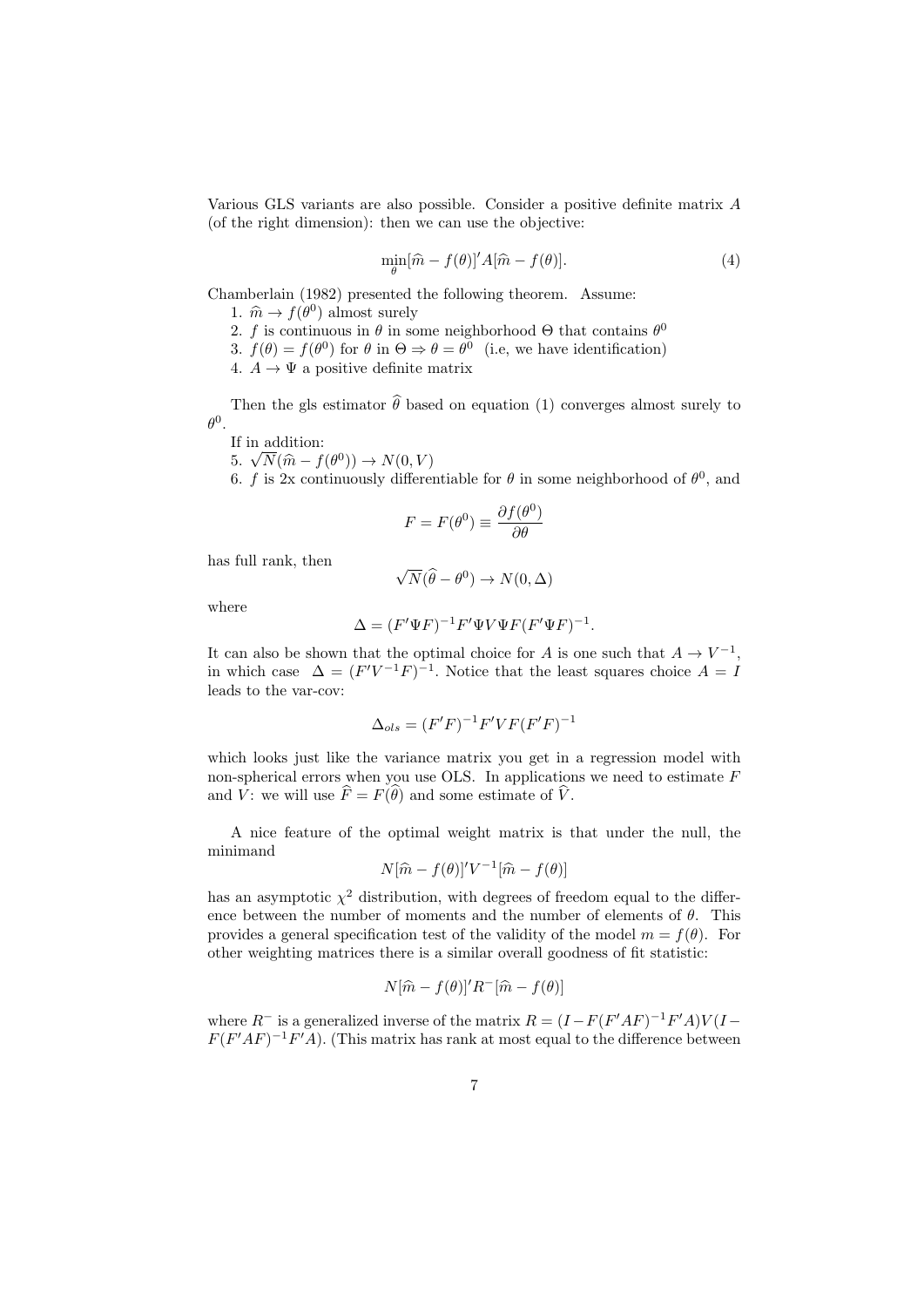Various GLS variants are also possible. Consider a positive definite matrix $A$ (of the right dimension): then we can use the objective:

$$\min_{\theta}[\widehat{m} - f(\theta)]' A[\widehat{m} - f(\theta)]. \tag{4}$$

Chamberlain (1982) presented the following theorem. Assume:

1. $\widehat{m} \to f(\theta^0)$ almost surely
2. $f$ is continuous in $\theta$ in some neighborhood $\Theta$ that contains $\theta^0$
3. $f(\theta) = f(\theta^0)$ for $\theta$ in $\Theta \Rightarrow \theta = \theta^0$ (i.e, we have identification)
4. $A \to \Psi$ a positive definite matrix

Then the gls estimator $\widehat{\theta}$ based on equation (1) converges almost surely to $\theta^0$.

If in addition:

5. $\sqrt{N}(\widehat{m} - f(\theta^0)) \to N(0, V)$
6. $f$ is 2x continuously differentiable for $\theta$ in some neighborhood of $\theta^0$, and

$$F = F(\theta^0) \equiv \frac{\partial f(\theta^0)}{\partial \theta}$$

has full rank, then

$$\sqrt{N}(\widehat{\theta} - \theta^0) \to N(0, \Delta)$$

where

$$\Delta = (F'\Psi F)^{-1} F'\Psi V \Psi F (F'\Psi F)^{-1}.$$

It can also be shown that the optimal choice for $A$ is one such that $A \to V^{-1}$, in which case $\Delta = (F'V^{-1}F)^{-1}$. Notice that the least squares choice $A = I$ leads to the var-cov:

$$\Delta_{ols} = (F'F)^{-1} F'VF(F'F)^{-1}$$

which looks just like the variance matrix you get in a regression model with non-spherical errors when you use OLS. In applications we need to estimate $F$ and $V$: we will use $\widehat{F} = F(\widehat{\theta})$ and some estimate of $\widehat{V}$.

A nice feature of the optimal weight matrix is that under the null, the minimand

$$N[\widehat{m} - f(\theta)]' V^{-1} [\widehat{m} - f(\theta)]$$

has an asymptotic $\chi^2$ distribution, with degrees of freedom equal to the difference between the number of moments and the number of elements of $\theta$. This provides a general specification test of the validity of the model $m = f(\theta)$. For other weighting matrices there is a similar overall goodness of fit statistic:

$$N[\widehat{m} - f(\theta)]' R^{-} [\widehat{m} - f(\theta)]$$

where $R^{-}$ is a generalized inverse of the matrix $R = (I - F(F'AF)^{-1}F'A)V(I - F(F'AF)^{-1}F'A)$. (This matrix has rank at most equal to the difference between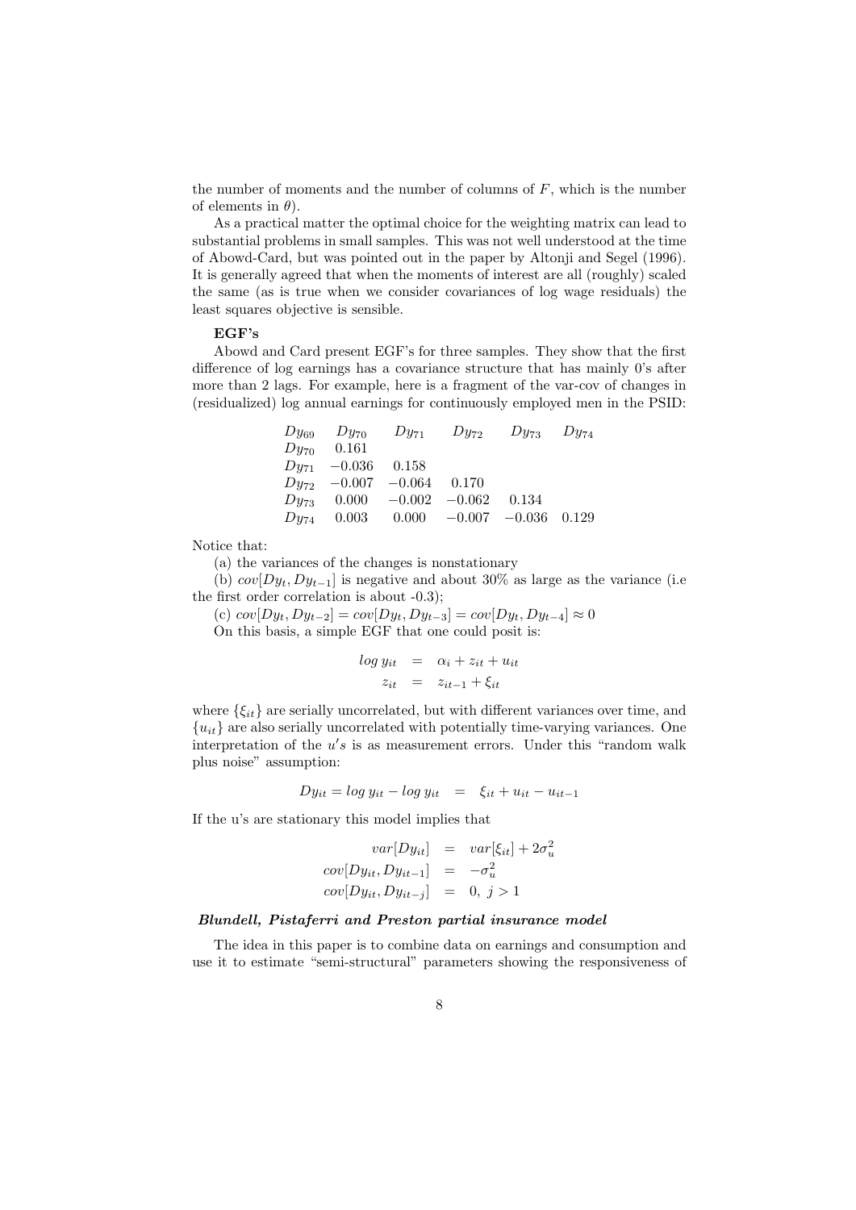the number of moments and the number of columns of $F$, which is the number of elements in $\theta$).

As a practical matter the optimal choice for the weighting matrix can lead to substantial problems in small samples. This was not well understood at the time of Abowd-Card, but was pointed out in the paper by Altonji and Segel (1996). It is generally agreed that when the moments of interest are all (roughly) scaled the same (as is true when we consider covariances of log wage residuals) the least squares objective is sensible.

**EGF's**

Abowd and Card present EGF's for three samples. They show that the first difference of log earnings has a covariance structure that has mainly 0's after more than 2 lags. For example, here is a fragment of the var-cov of changes in (residualized) log annual earnings for continuously employed men in the PSID:

| | $Dy_{69}$ | $Dy_{70}$ | $Dy_{71}$ | $Dy_{72}$ | $Dy_{73}$ | $Dy_{74}$ |
|---|---|---|---|---|---|---|
| $Dy_{70}$ | 0.161 | | | | | |
| $Dy_{71}$ | $-0.036$ | 0.158 | | | | |
| $Dy_{72}$ | $-0.007$ | $-0.064$ | 0.170 | | | |
| $Dy_{73}$ | 0.000 | $-0.002$ | $-0.062$ | 0.134 | | |
| $Dy_{74}$ | 0.003 | 0.000 | $-0.007$ | $-0.036$ | 0.129 | |

Notice that:

(a) the variances of the changes is nonstationary

(b) $cov[Dy_t, Dy_{t-1}]$ is negative and about 30% as large as the variance (i.e the first order correlation is about -0.3);

(c) $cov[Dy_t, Dy_{t-2}] = cov[Dy_t, Dy_{t-3}] = cov[Dy_t, Dy_{t-4}] \approx 0$

On this basis, a simple EGF that one could posit is:

$$
\begin{aligned}
log\ y_{it} &= \alpha_i + z_{it} + u_{it} \\
z_{it} &= z_{it-1} + \xi_{it}
\end{aligned}
$$

where $\{\xi_{it}\}$ are serially uncorrelated, but with different variances over time, and $\{u_{it}\}$ are also serially uncorrelated with potentially time-varying variances. One interpretation of the $u's$ is as measurement errors. Under this "random walk plus noise" assumption:

$$
Dy_{it} = log\ y_{it} - log\ y_{it} \quad = \quad \xi_{it} + u_{it} - u_{it-1}
$$

If the u's are stationary this model implies that

$$
\begin{aligned}
var[Dy_{it}] &= var[\xi_{it}] + 2\sigma_u^2 \\
cov[Dy_{it}, Dy_{it-1}] &= -\sigma_u^2 \\
cov[Dy_{it}, Dy_{it-j}] &= 0,\ j > 1
\end{aligned}
$$

***Blundell, Pistaferri and Preston partial insurance model***

The idea in this paper is to combine data on earnings and consumption and use it to estimate "semi-structural" parameters showing the responsiveness of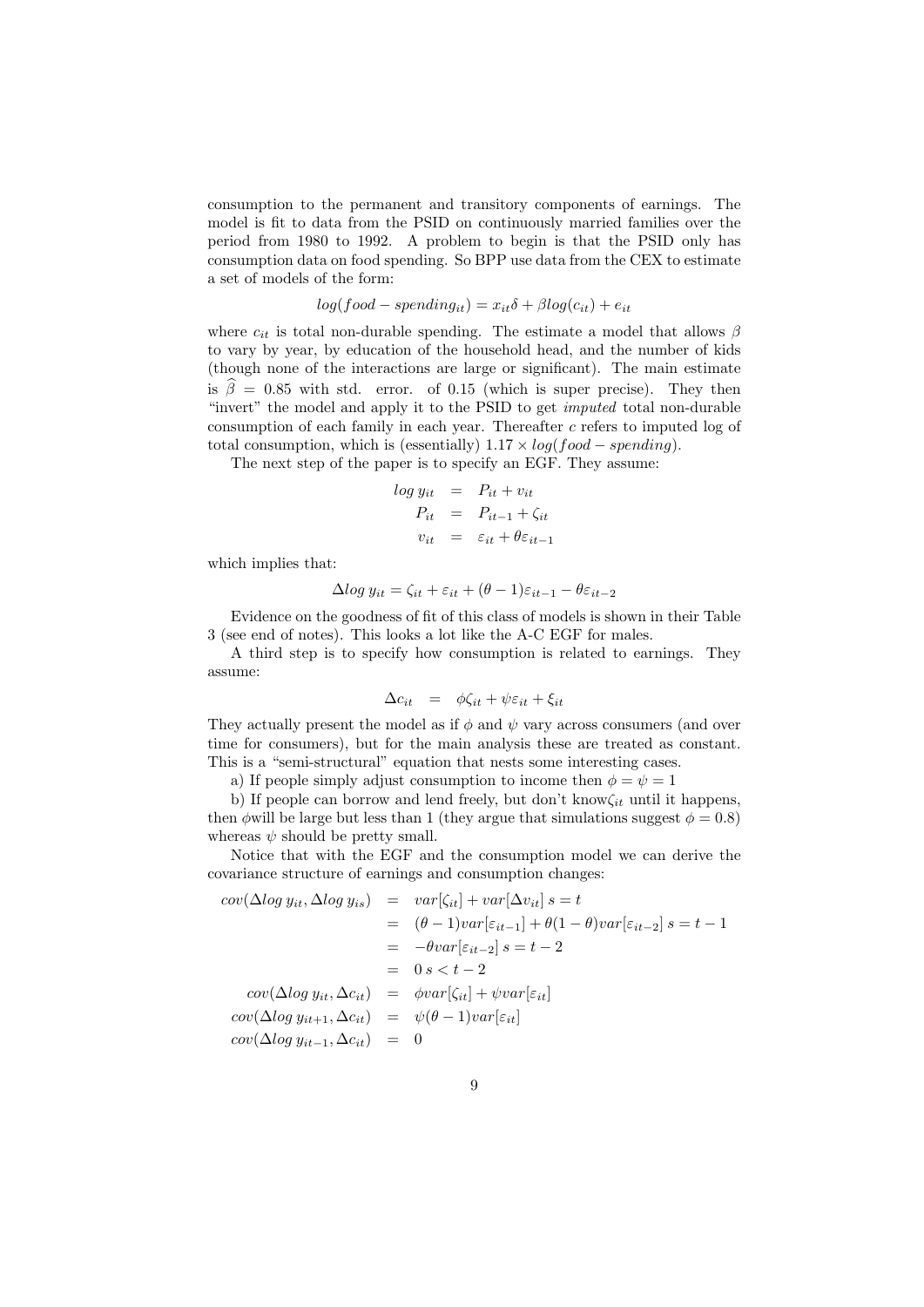consumption to the permanent and transitory components of earnings. The model is fit to data from the PSID on continuously married families over the period from 1980 to 1992. A problem to begin is that the PSID only has consumption data on food spending. So BPP use data from the CEX to estimate a set of models of the form:

$$log(food-spending_{it}) = x_{it}\delta + \beta log(c_{it}) + e_{it}$$

where $c_{it}$ is total non-durable spending. The estimate a model that allows $\beta$ to vary by year, by education of the household head, and the number of kids (though none of the interactions are large or significant). The main estimate is $\widehat{\beta} = 0.85$ with std. error. of 0.15 (which is super precise). They then "invert" the model and apply it to the PSID to get *imputed* total non-durable consumption of each family in each year. Thereafter $c$ refers to imputed log of total consumption, which is (essentially) $1.17 \times log(food-spending)$.

The next step of the paper is to specify an EGF. They assume:

$$\begin{aligned} log\, y_{it} &= P_{it} + v_{it} \\ P_{it} &= P_{it-1} + \zeta_{it} \\ v_{it} &= \varepsilon_{it} + \theta\varepsilon_{it-1} \end{aligned}$$

which implies that:

$$\Delta log\, y_{it} = \zeta_{it} + \varepsilon_{it} + (\theta-1)\varepsilon_{it-1} - \theta\varepsilon_{it-2}$$

Evidence on the goodness of fit of this class of models is shown in their Table 3 (see end of notes). This looks a lot like the A-C EGF for males.

A third step is to specify how consumption is related to earnings. They assume:

$$\Delta c_{it} = \phi\zeta_{it} + \psi\varepsilon_{it} + \xi_{it}$$

They actually present the model as if $\phi$ and $\psi$ vary across consumers (and over time for consumers), but for the main analysis these are treated as constant. This is a "semi-structural" equation that nests some interesting cases.

a) If people simply adjust consumption to income then $\phi = \psi = 1$

b) If people can borrow and lend freely, but don't know $\zeta_{it}$ until it happens, then $\phi$ will be large but less than 1 (they argue that simulations suggest $\phi = 0.8$) whereas $\psi$ should be pretty small.

Notice that with the EGF and the consumption model we can derive the covariance structure of earnings and consumption changes:

$$\begin{aligned} cov(\Delta log\, y_{it}, \Delta log\, y_{is}) &= var[\zeta_{it}] + var[\Delta v_{it}]\ s = t \\ &= (\theta-1)var[\varepsilon_{it-1}] + \theta(1-\theta)var[\varepsilon_{it-2}]\ s = t-1 \\ &= -\theta var[\varepsilon_{it-2}]\ s = t-2 \\ &= 0\ s < t-2 \\ cov(\Delta log\, y_{it}, \Delta c_{it}) &= \phi var[\zeta_{it}] + \psi var[\varepsilon_{it}] \\ cov(\Delta log\, y_{it+1}, \Delta c_{it}) &= \psi(\theta-1)var[\varepsilon_{it}] \\ cov(\Delta log\, y_{it-1}, \Delta c_{it}) &= 0 \end{aligned}$$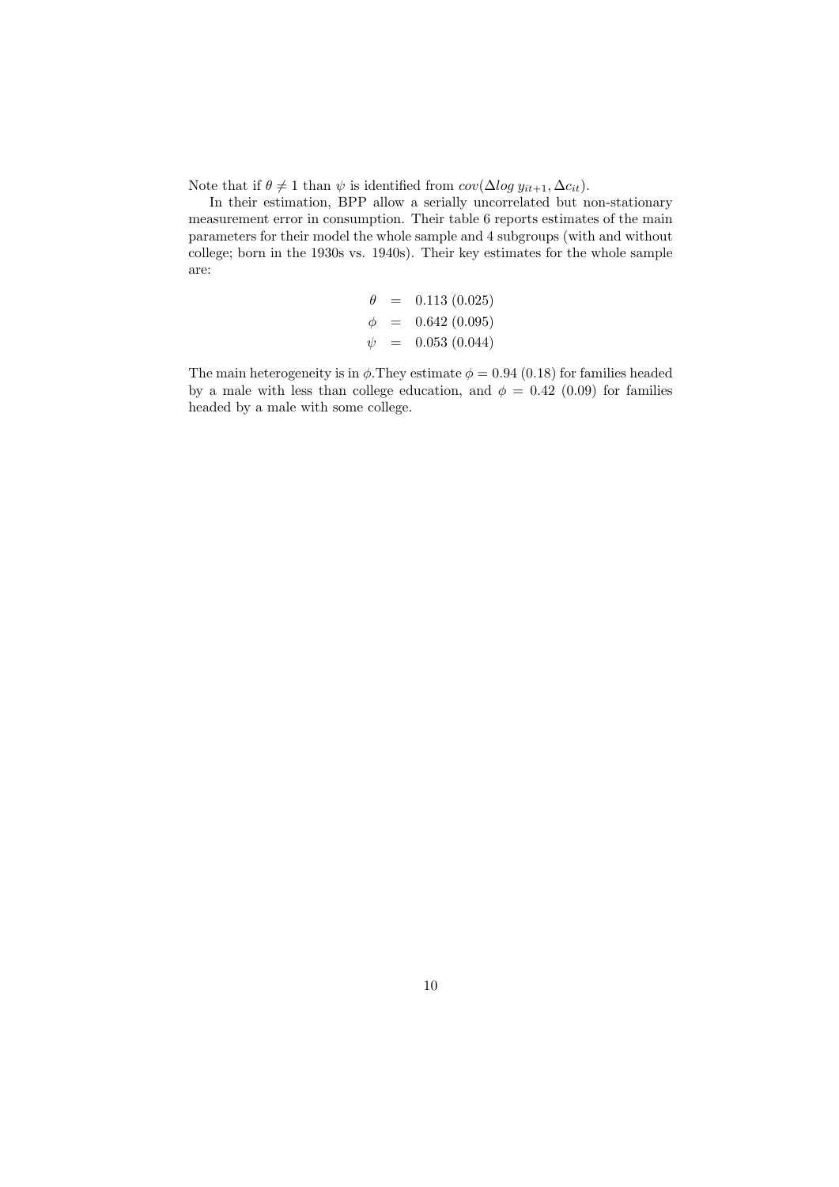Note that if $\theta \neq 1$ than $\psi$ is identified from $cov(\Delta log\ y_{it+1}, \Delta c_{it})$.

In their estimation, BPP allow a serially uncorrelated but non-stationary measurement error in consumption. Their table 6 reports estimates of the main parameters for their model the whole sample and 4 subgroups (with and without college; born in the 1930s vs. 1940s). Their key estimates for the whole sample are:

$$
\begin{aligned}
\theta &= 0.113\ (0.025) \\
\phi &= 0.642\ (0.095) \\
\psi &= 0.053\ (0.044)
\end{aligned}
$$

The main heterogeneity is in $\phi$.They estimate $\phi = 0.94$ (0.18) for families headed by a male with less than college education, and $\phi = 0.42$ (0.09) for families headed by a male with some college.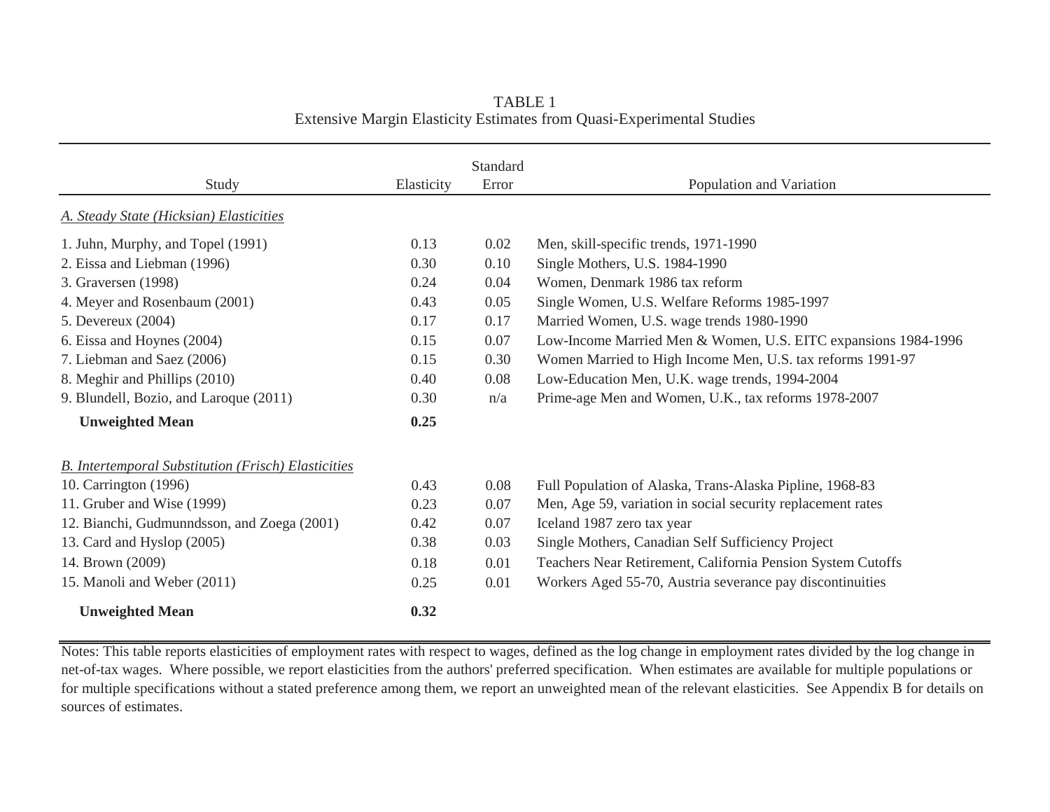TABLE 1
Extensive Margin Elasticity Estimates from Quasi-Experimental Studies

| Study | Elasticity | Standard Error | Population and Variation |
|---|---|---|---|
| *A. Steady State (Hicksian) Elasticities* | | | |
| 1. Juhn, Murphy, and Topel (1991) | 0.13 | 0.02 | Men, skill-specific trends, 1971-1990 |
| 2. Eissa and Liebman (1996) | 0.30 | 0.10 | Single Mothers, U.S. 1984-1990 |
| 3. Graversen (1998) | 0.24 | 0.04 | Women, Denmark 1986 tax reform |
| 4. Meyer and Rosenbaum (2001) | 0.43 | 0.05 | Single Women, U.S. Welfare Reforms 1985-1997 |
| 5. Devereux (2004) | 0.17 | 0.17 | Married Women, U.S. wage trends 1980-1990 |
| 6. Eissa and Hoynes (2004) | 0.15 | 0.07 | Low-Income Married Men & Women, U.S. EITC expansions 1984-1996 |
| 7. Liebman and Saez (2006) | 0.15 | 0.30 | Women Married to High Income Men, U.S. tax reforms 1991-97 |
| 8. Meghir and Phillips (2010) | 0.40 | 0.08 | Low-Education Men, U.K. wage trends, 1994-2004 |
| 9. Blundell, Bozio, and Laroque (2011) | 0.30 | n/a | Prime-age Men and Women, U.K., tax reforms 1978-2007 |
| **Unweighted Mean** | **0.25** | | |
| *B. Intertemporal Substitution (Frisch) Elasticities* | | | |
| 10. Carrington (1996) | 0.43 | 0.08 | Full Population of Alaska, Trans-Alaska Pipline, 1968-83 |
| 11. Gruber and Wise (1999) | 0.23 | 0.07 | Men, Age 59, variation in social security replacement rates |
| 12. Bianchi, Gudmunndsson, and Zoega (2001) | 0.42 | 0.07 | Iceland 1987 zero tax year |
| 13. Card and Hyslop (2005) | 0.38 | 0.03 | Single Mothers, Canadian Self Sufficiency Project |
| 14. Brown (2009) | 0.18 | 0.01 | Teachers Near Retirement, California Pension System Cutoffs |
| 15. Manoli and Weber (2011) | 0.25 | 0.01 | Workers Aged 55-70, Austria severance pay discontinuities |
| **Unweighted Mean** | **0.32** | | |

Notes: This table reports elasticities of employment rates with respect to wages, defined as the log change in employment rates divided by the log change in net-of-tax wages. Where possible, we report elasticities from the authors' preferred specification. When estimates are available for multiple populations or for multiple specifications without a stated preference among them, we report an unweighted mean of the relevant elasticities. See Appendix B for details on sources of estimates.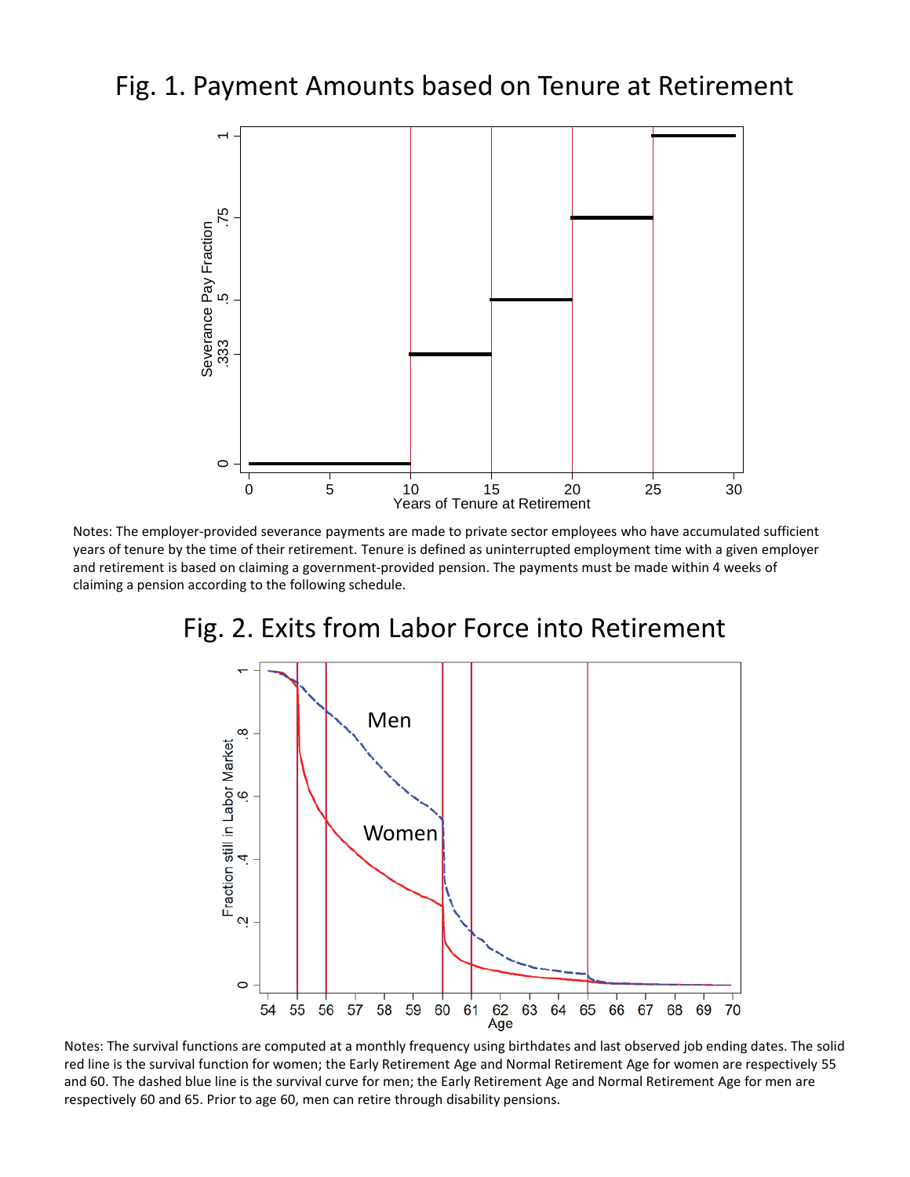# Fig. 1. Payment Amounts based on Tenure at Retirement

Notes: The employer-provided severance payments are made to private sector employees who have accumulated sufficient years of tenure by the time of their retirement. Tenure is defined as uninterrupted employment time with a given employer and retirement is based on claiming a government-provided pension. The payments must be made within 4 weeks of claiming a pension according to the following schedule.

# Fig. 2. Exits from Labor Force into Retirement

Notes: The survival functions are computed at a monthly frequency using birthdates and last observed job ending dates. The solid red line is the survival function for women; the Early Retirement Age and Normal Retirement Age for women are respectively 55 and 60. The dashed blue line is the survival curve for men; the Early Retirement Age and Normal Retirement Age for men are respectively 60 and 65. Prior to age 60, men can retire through disability pensions.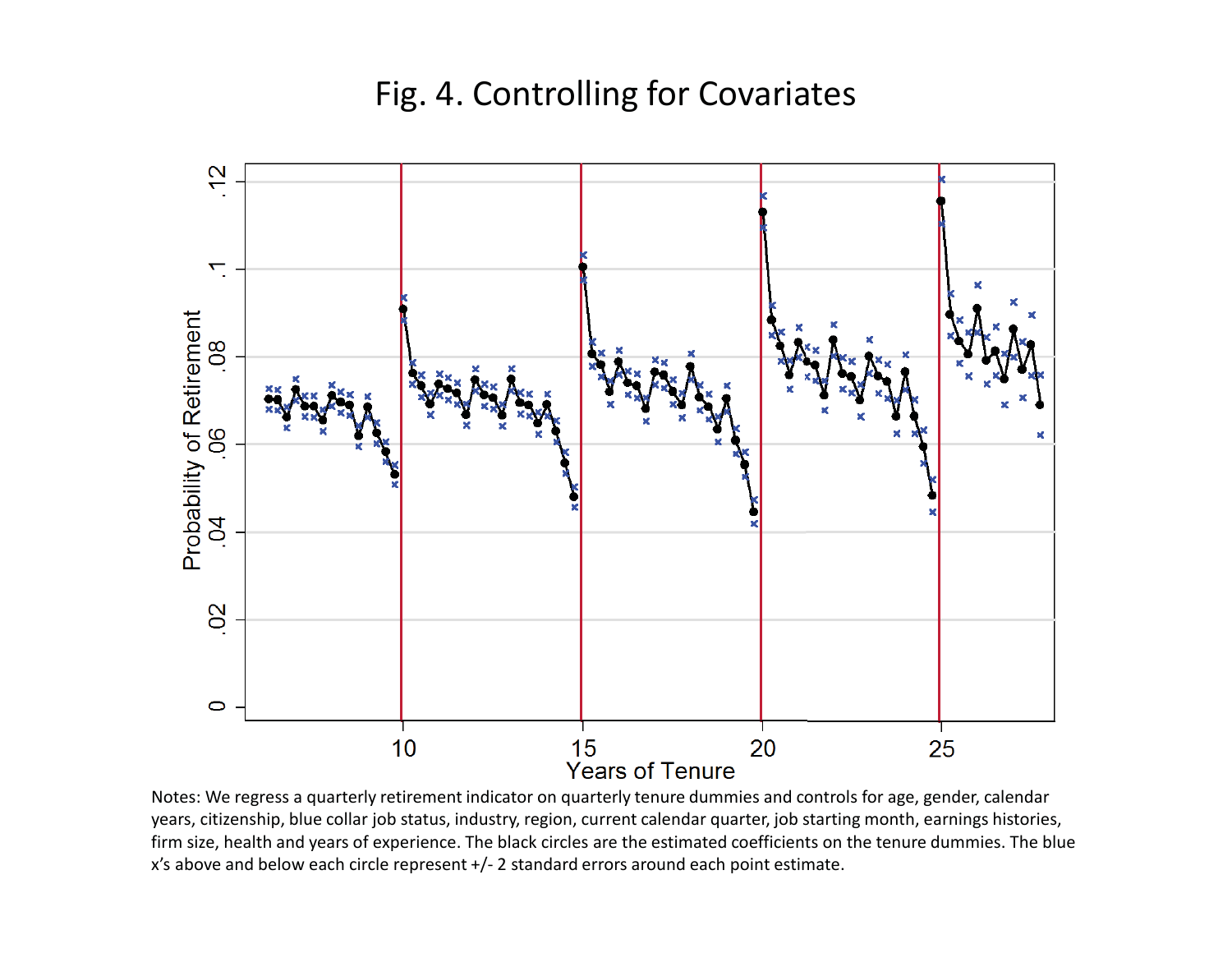# Fig. 4. Controlling for Covariates

Notes: We regress a quarterly retirement indicator on quarterly tenure dummies and controls for age, gender, calendar years, citizenship, blue collar job status, industry, region, current calendar quarter, job starting month, earnings histories, firm size, health and years of experience. The black circles are the estimated coefficients on the tenure dummies. The blue x's above and below each circle represent +/- 2 standard errors around each point estimate.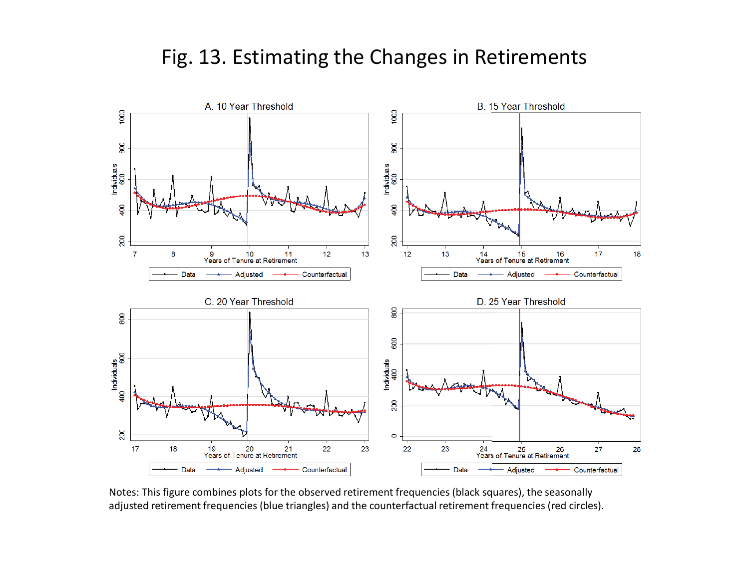# Fig. 13. Estimating the Changes in Retirements

Notes: This figure combines plots for the observed retirement frequencies (black squares), the seasonally adjusted retirement frequencies (blue triangles) and the counterfactual retirement frequencies (red circles).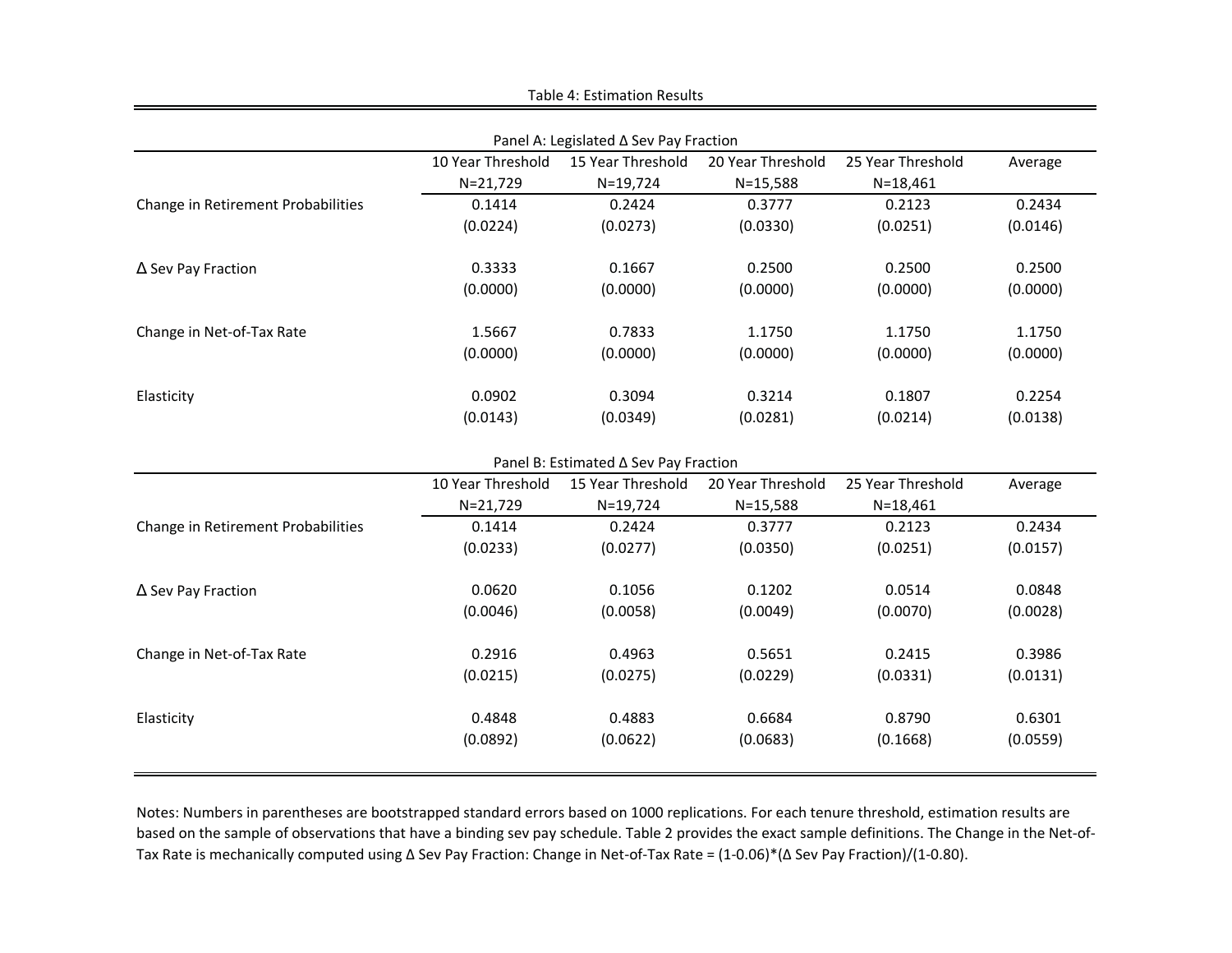Table 4: Estimation Results

Panel A: Legislated Δ Sev Pay Fraction

| | 10 Year Threshold | 15 Year Threshold | 20 Year Threshold | 25 Year Threshold | Average |
|---|---|---|---|---|---|
| | N=21,729 | N=19,724 | N=15,588 | N=18,461 | |
| Change in Retirement Probabilities | 0.1414 | 0.2424 | 0.3777 | 0.2123 | 0.2434 |
| | (0.0224) | (0.0273) | (0.0330) | (0.0251) | (0.0146) |
| Δ Sev Pay Fraction | 0.3333 | 0.1667 | 0.2500 | 0.2500 | 0.2500 |
| | (0.0000) | (0.0000) | (0.0000) | (0.0000) | (0.0000) |
| Change in Net-of-Tax Rate | 1.5667 | 0.7833 | 1.1750 | 1.1750 | 1.1750 |
| | (0.0000) | (0.0000) | (0.0000) | (0.0000) | (0.0000) |
| Elasticity | 0.0902 | 0.3094 | 0.3214 | 0.1807 | 0.2254 |
| | (0.0143) | (0.0349) | (0.0281) | (0.0214) | (0.0138) |

Panel B: Estimated Δ Sev Pay Fraction

| | 10 Year Threshold | 15 Year Threshold | 20 Year Threshold | 25 Year Threshold | Average |
|---|---|---|---|---|---|
| | N=21,729 | N=19,724 | N=15,588 | N=18,461 | |
| Change in Retirement Probabilities | 0.1414 | 0.2424 | 0.3777 | 0.2123 | 0.2434 |
| | (0.0233) | (0.0277) | (0.0350) | (0.0251) | (0.0157) |
| Δ Sev Pay Fraction | 0.0620 | 0.1056 | 0.1202 | 0.0514 | 0.0848 |
| | (0.0046) | (0.0058) | (0.0049) | (0.0070) | (0.0028) |
| Change in Net-of-Tax Rate | 0.2916 | 0.4963 | 0.5651 | 0.2415 | 0.3986 |
| | (0.0215) | (0.0275) | (0.0229) | (0.0331) | (0.0131) |
| Elasticity | 0.4848 | 0.4883 | 0.6684 | 0.8790 | 0.6301 |
| | (0.0892) | (0.0622) | (0.0683) | (0.1668) | (0.0559) |

Notes: Numbers in parentheses are bootstrapped standard errors based on 1000 replications. For each tenure threshold, estimation results are based on the sample of observations that have a binding sev pay schedule. Table 2 provides the exact sample definitions. The Change in the Net-of-Tax Rate is mechanically computed using Δ Sev Pay Fraction: Change in Net-of-Tax Rate = (1-0.06)*(Δ Sev Pay Fraction)/(1-0.80).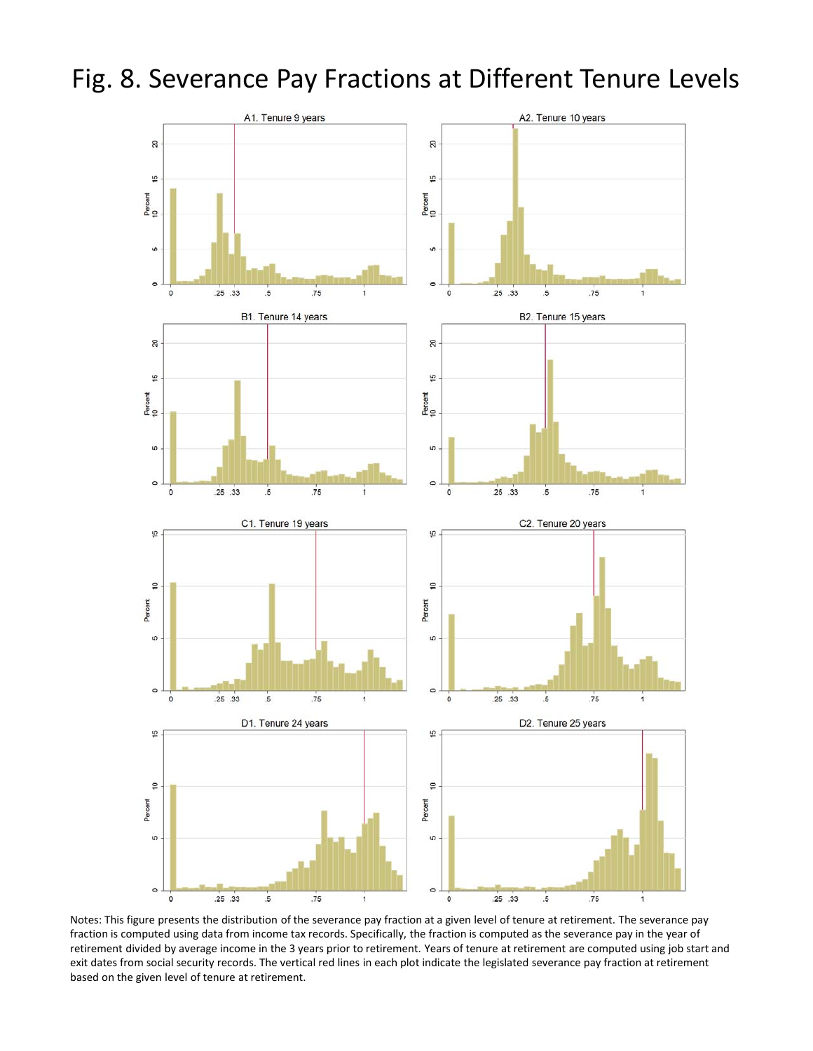# Fig. 8. Severance Pay Fractions at Different Tenure Levels

Notes: This figure presents the distribution of the severance pay fraction at a given level of tenure at retirement. The severance pay fraction is computed using data from income tax records. Specifically, the fraction is computed as the severance pay in the year of retirement divided by average income in the 3 years prior to retirement. Years of tenure at retirement are computed using job start and exit dates from social security records. The vertical red lines in each plot indicate the legislated severance pay fraction at retirement based on the given level of tenure at retirement.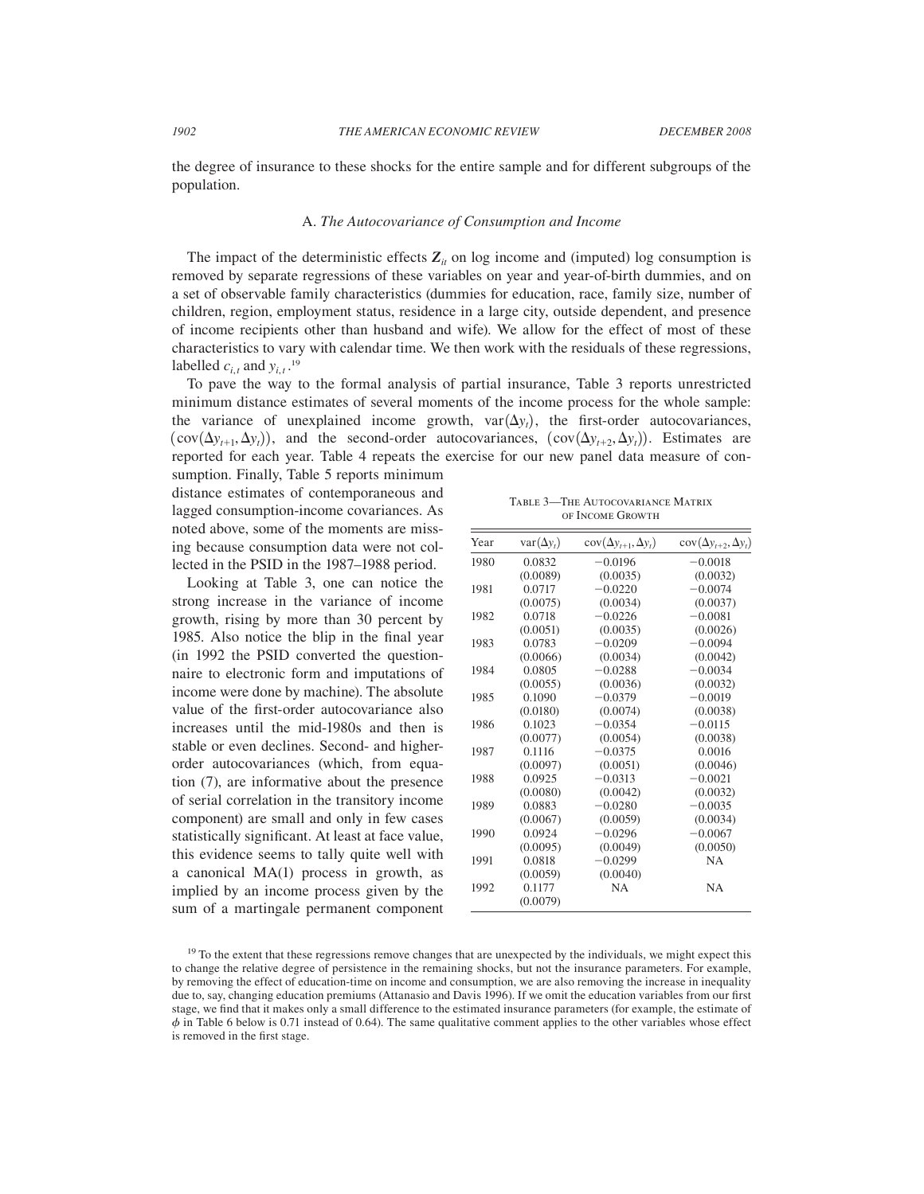the degree of insurance to these shocks for the entire sample and for different subgroups of the population.

### A. *The Autocovariance of Consumption and Income*

The impact of the deterministic effects $\boldsymbol{Z}_{it}$ on log income and (imputed) log consumption is removed by separate regressions of these variables on year and year-of-birth dummies, and on a set of observable family characteristics (dummies for education, race, family size, number of children, region, employment status, residence in a large city, outside dependent, and presence of income recipients other than husband and wife). We allow for the effect of most of these characteristics to vary with calendar time. We then work with the residuals of these regressions, labelled $c_{i,t}$ and $y_{i,t}$.[19]

To pave the way to the formal analysis of partial insurance, Table 3 reports unrestricted minimum distance estimates of several moments of the income process for the whole sample: the variance of unexplained income growth, $\text{var}(\Delta y_t)$, the first-order autocovariances, $(\text{cov}(\Delta y_{t+1}, \Delta y_t))$, and the second-order autocovariances, $(\text{cov}(\Delta y_{t+2}, \Delta y_t))$. Estimates are reported for each year. Table 4 repeats the exercise for our new panel data measure of consumption. Finally, Table 5 reports minimum distance estimates of contemporaneous and lagged consumption-income covariances. As noted above, some of the moments are missing because consumption data were not collected in the PSID in the 1987–1988 period.

Looking at Table 3, one can notice the strong increase in the variance of income growth, rising by more than 30 percent by 1985. Also notice the blip in the final year (in 1992 the PSID converted the questionnaire to electronic form and imputations of income were done by machine). The absolute value of the first-order autocovariance also increases until the mid-1980s and then is stable or even declines. Second- and higher-order autocovariances (which, from equation (7), are informative about the presence of serial correlation in the transitory income component) are small and only in few cases statistically significant. At least at face value, this evidence seems to tally quite well with a canonical MA(1) process in growth, as implied by an income process given by the sum of a martingale permanent component

Table 3—The Autocovariance Matrix of Income Growth

| Year | $\text{var}(\Delta y_t)$ | $\text{cov}(\Delta y_{t+1}, \Delta y_t)$ | $\text{cov}(\Delta y_{t+2}, \Delta y_t)$ |
|---|---|---|---|
| 1980 | 0.0832 | −0.0196 | −0.0018 |
| | (0.0089) | (0.0035) | (0.0032) |
| 1981 | 0.0717 | −0.0220 | −0.0074 |
| | (0.0075) | (0.0034) | (0.0037) |
| 1982 | 0.0718 | −0.0226 | −0.0081 |
| | (0.0051) | (0.0035) | (0.0026) |
| 1983 | 0.0783 | −0.0209 | −0.0094 |
| | (0.0066) | (0.0034) | (0.0042) |
| 1984 | 0.0805 | −0.0288 | −0.0034 |
| | (0.0055) | (0.0036) | (0.0032) |
| 1985 | 0.1090 | −0.0379 | −0.0019 |
| | (0.0180) | (0.0074) | (0.0038) |
| 1986 | 0.1023 | −0.0354 | −0.0115 |
| | (0.0077) | (0.0054) | (0.0038) |
| 1987 | 0.1116 | −0.0375 | 0.0016 |
| | (0.0097) | (0.0051) | (0.0046) |
| 1988 | 0.0925 | −0.0313 | −0.0021 |
| | (0.0080) | (0.0042) | (0.0032) |
| 1989 | 0.0883 | −0.0280 | −0.0035 |
| | (0.0067) | (0.0059) | (0.0034) |
| 1990 | 0.0924 | −0.0296 | −0.0067 |
| | (0.0095) | (0.0049) | (0.0050) |
| 1991 | 0.0818 | −0.0299 | NA |
| | (0.0059) | (0.0040) | |
| 1992 | 0.1177 | NA | NA |
| | (0.0079) | | |

[19] To the extent that these regressions remove changes that are unexpected by the individuals, we might expect this to change the relative degree of persistence in the remaining shocks, but not the insurance parameters. For example, by removing the effect of education-time on income and consumption, we are also removing the increase in inequality due to, say, changing education premiums (Attanasio and Davis 1996). If we omit the education variables from our first stage, we find that it makes only a small difference to the estimated insurance parameters (for example, the estimate of $\phi$ in Table 6 below is 0.71 instead of 0.64). The same qualitative comment applies to the other variables whose effect is removed in the first stage.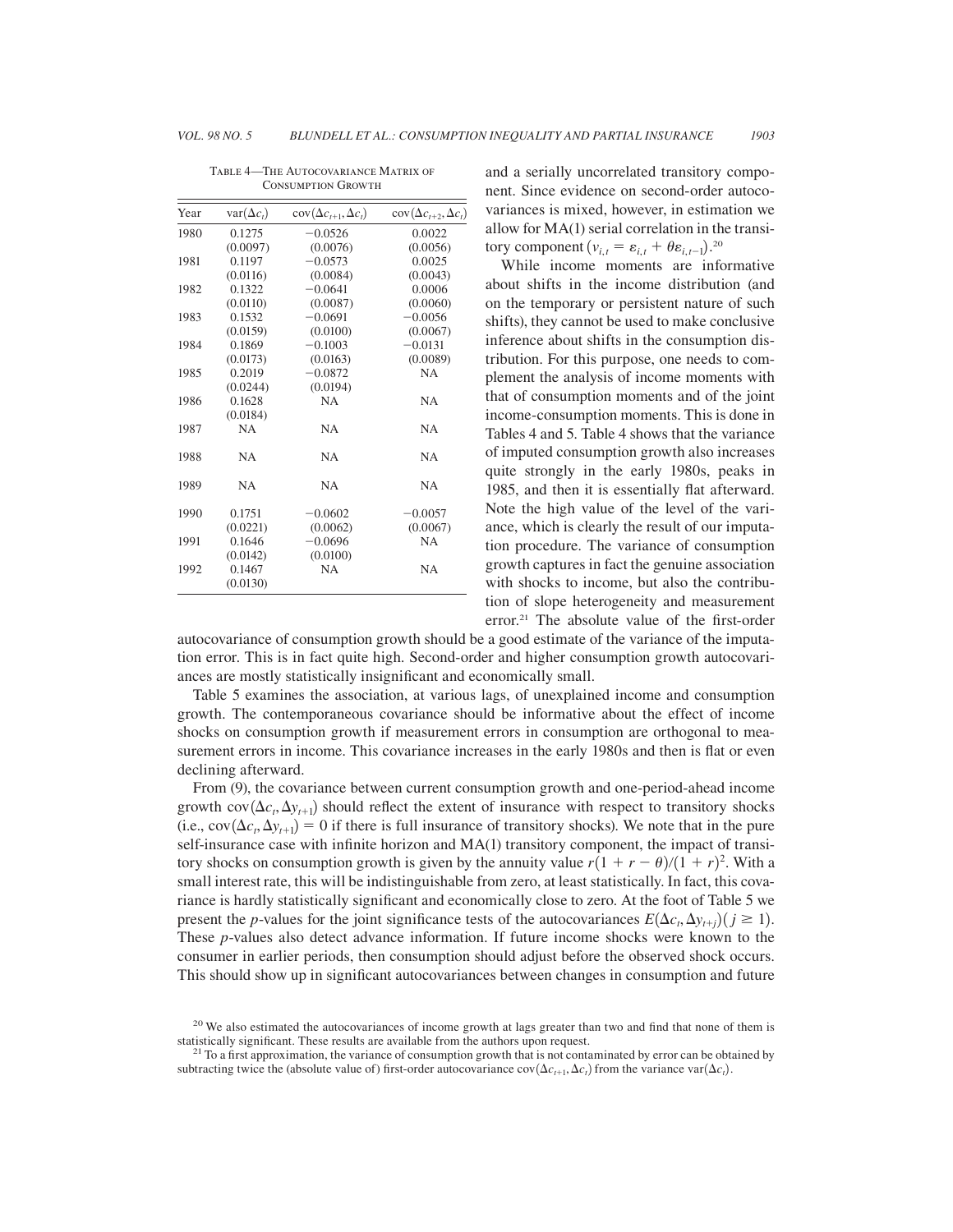Table 4—The Autocovariance Matrix of Consumption Growth

| Year | $\text{var}(\Delta c_t)$ | $\text{cov}(\Delta c_{t+1}, \Delta c_t)$ | $\text{cov}(\Delta c_{t+2}, \Delta c_t)$ |
|---|---|---|---|
| 1980 | 0.1275 | −0.0526 | 0.0022 |
| | (0.0097) | (0.0076) | (0.0056) |
| 1981 | 0.1197 | −0.0573 | 0.0025 |
| | (0.0116) | (0.0084) | (0.0043) |
| 1982 | 0.1322 | −0.0641 | 0.0006 |
| | (0.0110) | (0.0087) | (0.0060) |
| 1983 | 0.1532 | −0.0691 | −0.0056 |
| | (0.0159) | (0.0100) | (0.0067) |
| 1984 | 0.1869 | −0.1003 | −0.0131 |
| | (0.0173) | (0.0163) | (0.0089) |
| 1985 | 0.2019 | −0.0872 | NA |
| | (0.0244) | (0.0194) | |
| 1986 | 0.1628 | NA | NA |
| | (0.0184) | | |
| 1987 | NA | NA | NA |
| 1988 | NA | NA | NA |
| 1989 | NA | NA | NA |
| 1990 | 0.1751 | −0.0602 | −0.0057 |
| | (0.0221) | (0.0062) | (0.0067) |
| 1991 | 0.1646 | −0.0696 | NA |
| | (0.0142) | (0.0100) | |
| 1992 | 0.1467 | NA | NA |
| | (0.0130) | | |

and a serially uncorrelated transitory component. Since evidence on second-order autocovariances is mixed, however, in estimation we allow for MA(1) serial correlation in the transitory component $(v_{i,t} = \varepsilon_{i,t} + \theta \varepsilon_{i,t-1})$.[20]

While income moments are informative about shifts in the income distribution (and on the temporary or persistent nature of such shifts), they cannot be used to make conclusive inference about shifts in the consumption distribution. For this purpose, one needs to complement the analysis of income moments with that of consumption moments and of the joint income-consumption moments. This is done in Tables 4 and 5. Table 4 shows that the variance of imputed consumption growth also increases quite strongly in the early 1980s, peaks in 1985, and then it is essentially flat afterward. Note the high value of the level of the variance, which is clearly the result of our imputation procedure. The variance of consumption growth captures in fact the genuine association with shocks to income, but also the contribution of slope heterogeneity and measurement error.[21] The absolute value of the first-order autocovariance of consumption growth should be a good estimate of the variance of the imputation error. This is in fact quite high. Second-order and higher consumption growth autocovariances are mostly statistically insignificant and economically small.

Table 5 examines the association, at various lags, of unexplained income and consumption growth. The contemporaneous covariance should be informative about the effect of income shocks on consumption growth if measurement errors in consumption are orthogonal to measurement errors in income. This covariance increases in the early 1980s and then is flat or even declining afterward.

From (9), the covariance between current consumption growth and one-period-ahead income growth $\text{cov}(\Delta c_t, \Delta y_{t+1})$ should reflect the extent of insurance with respect to transitory shocks (i.e., $\text{cov}(\Delta c_t, \Delta y_{t+1}) = 0$ if there is full insurance of transitory shocks). We note that in the pure self-insurance case with infinite horizon and MA(1) transitory component, the impact of transitory shocks on consumption growth is given by the annuity value $r(1 + r - \theta)/(1 + r)^2$. With a small interest rate, this will be indistinguishable from zero, at least statistically. In fact, this covariance is hardly statistically significant and economically close to zero. At the foot of Table 5 we present the $p$-values for the joint significance tests of the autocovariances $E(\Delta c_t, \Delta y_{t+j})$ $(j \geq 1)$. These $p$-values also detect advance information. If future income shocks were known to the consumer in earlier periods, then consumption should adjust before the observed shock occurs. This should show up in significant autocovariances between changes in consumption and future

[20] We also estimated the autocovariances of income growth at lags greater than two and find that none of them is statistically significant. These results are available from the authors upon request.

[21] To a first approximation, the variance of consumption growth that is not contaminated by error can be obtained by subtracting twice the (absolute value of) first-order autocovariance $\text{cov}(\Delta c_{t+1}, \Delta c_t)$ from the variance $\text{var}(\Delta c_t)$.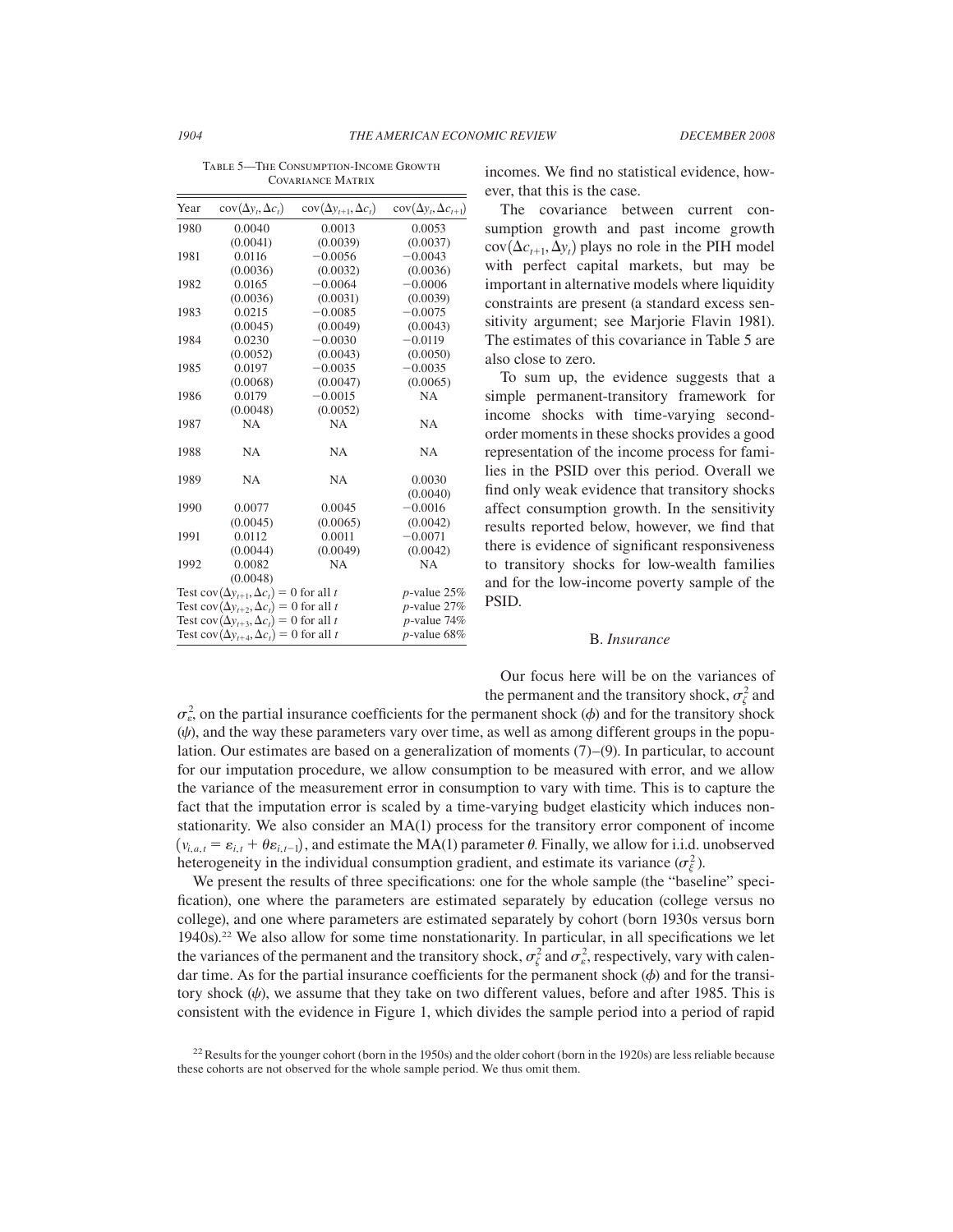Table 5—The Consumption-Income Growth Covariance Matrix

| Year | $\text{cov}(\Delta y_t, \Delta c_t)$ | $\text{cov}(\Delta y_{t+1}, \Delta c_t)$ | $\text{cov}(\Delta y_t, \Delta c_{t+1})$ |
|---|---|---|---|
| 1980 | 0.0040 | 0.0013 | 0.0053 |
| | (0.0041) | (0.0039) | (0.0037) |
| 1981 | 0.0116 | −0.0056 | −0.0043 |
| | (0.0036) | (0.0032) | (0.0036) |
| 1982 | 0.0165 | −0.0064 | −0.0006 |
| | (0.0036) | (0.0031) | (0.0039) |
| 1983 | 0.0215 | −0.0085 | −0.0075 |
| | (0.0045) | (0.0049) | (0.0043) |
| 1984 | 0.0230 | −0.0030 | −0.0119 |
| | (0.0052) | (0.0043) | (0.0050) |
| 1985 | 0.0197 | −0.0035 | −0.0035 |
| | (0.0068) | (0.0047) | (0.0065) |
| 1986 | 0.0179 | −0.0015 | NA |
| | (0.0048) | (0.0052) | |
| 1987 | NA | NA | NA |
| 1988 | NA | NA | NA |
| 1989 | NA | NA | 0.0030 |
| | | | (0.0040) |
| 1990 | 0.0077 | 0.0045 | −0.0016 |
| | (0.0045) | (0.0065) | (0.0042) |
| 1991 | 0.0112 | 0.0011 | −0.0071 |
| | (0.0044) | (0.0049) | (0.0042) |
| 1992 | 0.0082 | NA | NA |
| | (0.0048) | | |
| Test $\text{cov}(\Delta y_{t+1}, \Delta c_t) = 0$ for all $t$ | | | $p$-value 25% |
| Test $\text{cov}(\Delta y_{t+2}, \Delta c_t) = 0$ for all $t$ | | | $p$-value 27% |
| Test $\text{cov}(\Delta y_{t+3}, \Delta c_t) = 0$ for all $t$ | | | $p$-value 74% |
| Test $\text{cov}(\Delta y_{t+4}, \Delta c_t) = 0$ for all $t$ | | | $p$-value 68% |

incomes. We find no statistical evidence, however, that this is the case.

The covariance between current consumption growth and past income growth $\text{cov}(\Delta c_{t+1}, \Delta y_t)$ plays no role in the PIH model with perfect capital markets, but may be important in alternative models where liquidity constraints are present (a standard excess sensitivity argument; see Marjorie Flavin 1981). The estimates of this covariance in Table 5 are also close to zero.

To sum up, the evidence suggests that a simple permanent-transitory framework for income shocks with time-varying second-order moments in these shocks provides a good representation of the income process for families in the PSID over this period. Overall we find only weak evidence that transitory shocks affect consumption growth. In the sensitivity results reported below, however, we find that there is evidence of significant responsiveness to transitory shocks for low-wealth families and for the low-income poverty sample of the PSID.

## B. *Insurance*

Our focus here will be on the variances of the permanent and the transitory shock, $\sigma_\zeta^2$ and $\sigma_\varepsilon^2$, on the partial insurance coefficients for the permanent shock ($\phi$) and for the transitory shock ($\psi$), and the way these parameters vary over time, as well as among different groups in the population. Our estimates are based on a generalization of moments (7)–(9). In particular, to account for our imputation procedure, we allow consumption to be measured with error, and we allow the variance of the measurement error in consumption to vary with time. This is to capture the fact that the imputation error is scaled by a time-varying budget elasticity which induces nonstationarity. We also consider an MA(1) process for the transitory error component of income $\left(v_{i,a,t} = \varepsilon_{i,t} + \theta\varepsilon_{i,t-1}\right)$, and estimate the MA(1) parameter $\theta$. Finally, we allow for i.i.d. unobserved heterogeneity in the individual consumption gradient, and estimate its variance ($\sigma_\xi^2$).

We present the results of three specifications: one for the whole sample (the "baseline" specification), one where the parameters are estimated separately by education (college versus no college), and one where parameters are estimated separately by cohort (born 1930s versus born 1940s).[22] We also allow for some time nonstationarity. In particular, in all specifications we let the variances of the permanent and the transitory shock, $\sigma_\zeta^2$ and $\sigma_\varepsilon^2$, respectively, vary with calendar time. As for the partial insurance coefficients for the permanent shock ($\phi$) and for the transitory shock ($\psi$), we assume that they take on two different values, before and after 1985. This is consistent with the evidence in Figure 1, which divides the sample period into a period of rapid

[22] Results for the younger cohort (born in the 1950s) and the older cohort (born in the 1920s) are less reliable because these cohorts are not observed for the whole sample period. We thus omit them.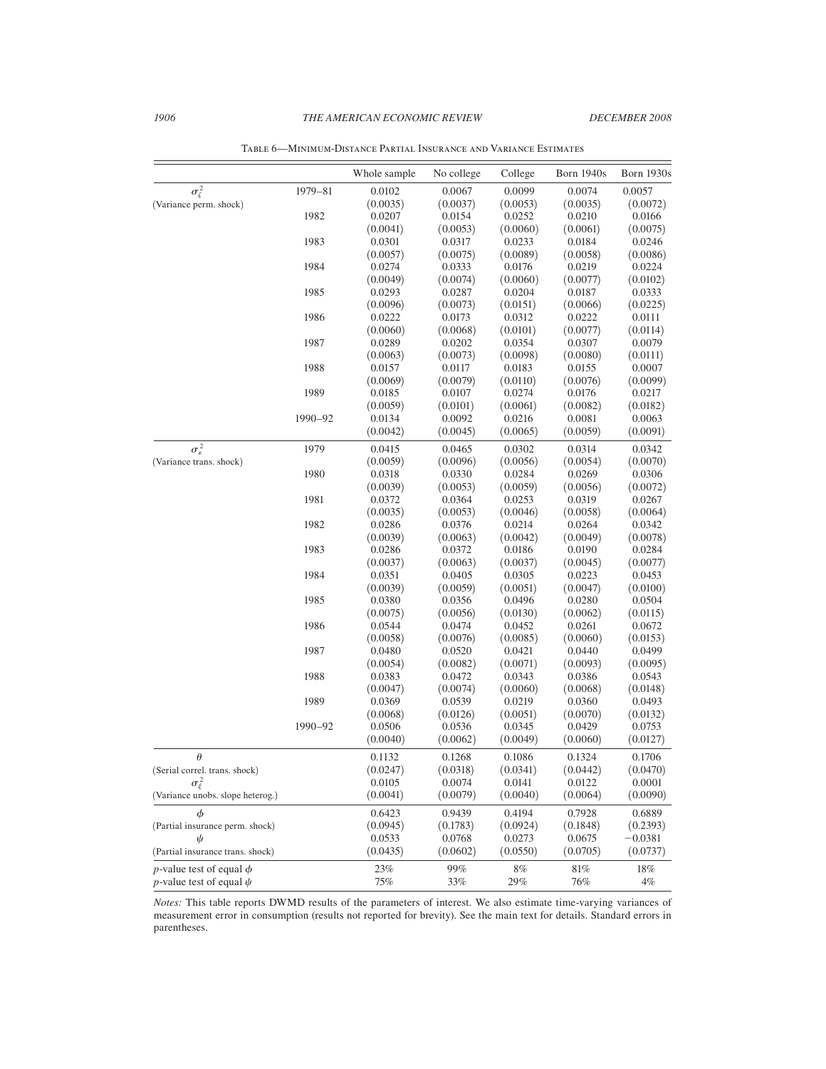Table 6—Minimum-Distance Partial Insurance and Variance Estimates

| | | Whole sample | No college | College | Born 1940s | Born 1930s |
|---|---|---|---|---|---|---|
| $\sigma_{\zeta}^2$ | 1979–81 | 0.0102 | 0.0067 | 0.0099 | 0.0074 | 0.0057 |
| (Variance perm. shock) | | (0.0035) | (0.0037) | (0.0053) | (0.0035) | (0.0072) |
| | 1982 | 0.0207 | 0.0154 | 0.0252 | 0.0210 | 0.0166 |
| | | (0.0041) | (0.0053) | (0.0060) | (0.0061) | (0.0075) |
| | 1983 | 0.0301 | 0.0317 | 0.0233 | 0.0184 | 0.0246 |
| | | (0.0057) | (0.0075) | (0.0089) | (0.0058) | (0.0086) |
| | 1984 | 0.0274 | 0.0333 | 0.0176 | 0.0219 | 0.0224 |
| | | (0.0049) | (0.0074) | (0.0060) | (0.0077) | (0.0102) |
| | 1985 | 0.0293 | 0.0287 | 0.0204 | 0.0187 | 0.0333 |
| | | (0.0096) | (0.0073) | (0.0151) | (0.0066) | (0.0225) |
| | 1986 | 0.0222 | 0.0173 | 0.0312 | 0.0222 | 0.0111 |
| | | (0.0060) | (0.0068) | (0.0101) | (0.0077) | (0.0114) |
| | 1987 | 0.0289 | 0.0202 | 0.0354 | 0.0307 | 0.0079 |
| | | (0.0063) | (0.0073) | (0.0098) | (0.0080) | (0.0111) |
| | 1988 | 0.0157 | 0.0117 | 0.0183 | 0.0155 | 0.0007 |
| | | (0.0069) | (0.0079) | (0.0110) | (0.0076) | (0.0099) |
| | 1989 | 0.0185 | 0.0107 | 0.0274 | 0.0176 | 0.0217 |
| | | (0.0059) | (0.0101) | (0.0061) | (0.0082) | (0.0182) |
| | 1990–92 | 0.0134 | 0.0092 | 0.0216 | 0.0081 | 0.0063 |
| | | (0.0042) | (0.0045) | (0.0065) | (0.0059) | (0.0091) |
| $\sigma_{\varepsilon}^2$ | 1979 | 0.0415 | 0.0465 | 0.0302 | 0.0314 | 0.0342 |
| (Variance trans. shock) | | (0.0059) | (0.0096) | (0.0056) | (0.0054) | (0.0070) |
| | 1980 | 0.0318 | 0.0330 | 0.0284 | 0.0269 | 0.0306 |
| | | (0.0039) | (0.0053) | (0.0059) | (0.0056) | (0.0072) |
| | 1981 | 0.0372 | 0.0364 | 0.0253 | 0.0319 | 0.0267 |
| | | (0.0035) | (0.0053) | (0.0046) | (0.0058) | (0.0064) |
| | 1982 | 0.0286 | 0.0376 | 0.0214 | 0.0264 | 0.0342 |
| | | (0.0039) | (0.0063) | (0.0042) | (0.0049) | (0.0078) |
| | 1983 | 0.0286 | 0.0372 | 0.0186 | 0.0190 | 0.0284 |
| | | (0.0037) | (0.0063) | (0.0037) | (0.0045) | (0.0077) |
| | 1984 | 0.0351 | 0.0405 | 0.0305 | 0.0223 | 0.0453 |
| | | (0.0039) | (0.0059) | (0.0051) | (0.0047) | (0.0100) |
| | 1985 | 0.0380 | 0.0356 | 0.0496 | 0.0280 | 0.0504 |
| | | (0.0075) | (0.0056) | (0.0130) | (0.0062) | (0.0115) |
| | 1986 | 0.0544 | 0.0474 | 0.0452 | 0.0261 | 0.0672 |
| | | (0.0058) | (0.0076) | (0.0085) | (0.0060) | (0.0153) |
| | 1987 | 0.0480 | 0.0520 | 0.0421 | 0.0440 | 0.0499 |
| | | (0.0054) | (0.0082) | (0.0071) | (0.0093) | (0.0095) |
| | 1988 | 0.0383 | 0.0472 | 0.0343 | 0.0386 | 0.0543 |
| | | (0.0047) | (0.0074) | (0.0060) | (0.0068) | (0.0148) |
| | 1989 | 0.0369 | 0.0539 | 0.0219 | 0.0360 | 0.0493 |
| | | (0.0068) | (0.0126) | (0.0051) | (0.0070) | (0.0132) |
| | 1990–92 | 0.0506 | 0.0536 | 0.0345 | 0.0429 | 0.0753 |
| | | (0.0040) | (0.0062) | (0.0049) | (0.0060) | (0.0127) |
| $\theta$ | | 0.1132 | 0.1268 | 0.1086 | 0.1324 | 0.1706 |
| (Serial correl. trans. shock) | | (0.0247) | (0.0318) | (0.0341) | (0.0442) | (0.0470) |
| $\sigma_{\xi}^2$ | | 0.0105 | 0.0074 | 0.0141 | 0.0122 | 0.0001 |
| (Variance unobs. slope heterog.) | | (0.0041) | (0.0079) | (0.0040) | (0.0064) | (0.0090) |
| $\phi$ | | 0.6423 | 0.9439 | 0.4194 | 0.7928 | 0.6889 |
| (Partial insurance perm. shock) | | (0.0945) | (0.1783) | (0.0924) | (0.1848) | (0.2393) |
| $\psi$ | | 0.0533 | 0.0768 | 0.0273 | 0.0675 | −0.0381 |
| (Partial insurance trans. shock) | | (0.0435) | (0.0602) | (0.0550) | (0.0705) | (0.0737) |
| $p$-value test of equal $\phi$ | | 23% | 99% | 8% | 81% | 18% |
| $p$-value test of equal $\psi$ | | 75% | 33% | 29% | 76% | 4% |

*Notes:* This table reports DWMD results of the parameters of interest. We also estimate time-varying variances of measurement error in consumption (results not reported for brevity). See the main text for details. Standard errors in parentheses.